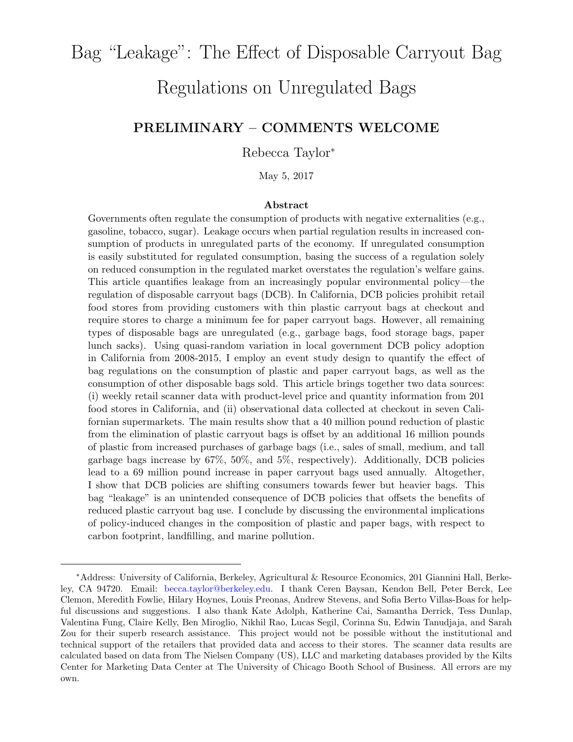# Bag "Leakage": The Effect of Disposable Carryout Bag Regulations on Unregulated Bags

## PRELIMINARY – COMMENTS WELCOME

Rebecca Taylor*

May 5, 2017

### Abstract

Governments often regulate the consumption of products with negative externalities (e.g., gasoline, tobacco, sugar). Leakage occurs when partial regulation results in increased consumption of products in unregulated parts of the economy. If unregulated consumption is easily substituted for regulated consumption, basing the success of a regulation solely on reduced consumption in the regulated market overstates the regulation's welfare gains. This article quantifies leakage from an increasingly popular environmental policy—the regulation of disposable carryout bags (DCB). In California, DCB policies prohibit retail food stores from providing customers with thin plastic carryout bags at checkout and require stores to charge a minimum fee for paper carryout bags. However, all remaining types of disposable bags are unregulated (e.g., garbage bags, food storage bags, paper lunch sacks). Using quasi-random variation in local government DCB policy adoption in California from 2008-2015, I employ an event study design to quantify the effect of bag regulations on the consumption of plastic and paper carryout bags, as well as the consumption of other disposable bags sold. This article brings together two data sources: (i) weekly retail scanner data with product-level price and quantity information from 201 food stores in California, and (ii) observational data collected at checkout in seven Californian supermarkets. The main results show that a 40 million pound reduction of plastic from the elimination of plastic carryout bags is offset by an additional 16 million pounds of plastic from increased purchases of garbage bags (i.e., sales of small, medium, and tall garbage bags increase by 67%, 50%, and 5%, respectively). Additionally, DCB policies lead to a 69 million pound increase in paper carryout bags used annually. Altogether, I show that DCB policies are shifting consumers towards fewer but heavier bags. This bag "leakage" is an unintended consequence of DCB policies that offsets the benefits of reduced plastic carryout bag use. I conclude by discussing the environmental implications of policy-induced changes in the composition of plastic and paper bags, with respect to carbon footprint, landfilling, and marine pollution.

---

*Address: University of California, Berkeley, Agricultural & Resource Economics, 201 Giannini Hall, Berkeley, CA 94720. Email: becca.taylor@berkeley.edu. I thank Ceren Baysan, Kendon Bell, Peter Berck, Lee Clemon, Meredith Fowlie, Hilary Hoynes, Louis Preonas, Andrew Stevens, and Sofia Berto Villas-Boas for helpful discussions and suggestions. I also thank Kate Adolph, Katherine Cai, Samantha Derrick, Tess Dunlap, Valentina Fung, Claire Kelly, Ben Miroglio, Nikhil Rao, Lucas Segil, Corinna Su, Edwin Tanudjaja, and Sarah Zou for their superb research assistance. This project would not be possible without the institutional and technical support of the retailers that provided data and access to their stores. The scanner data results are calculated based on data from The Nielsen Company (US), LLC and marketing databases provided by the Kilts Center for Marketing Data Center at The University of Chicago Booth School of Business. All errors are my own.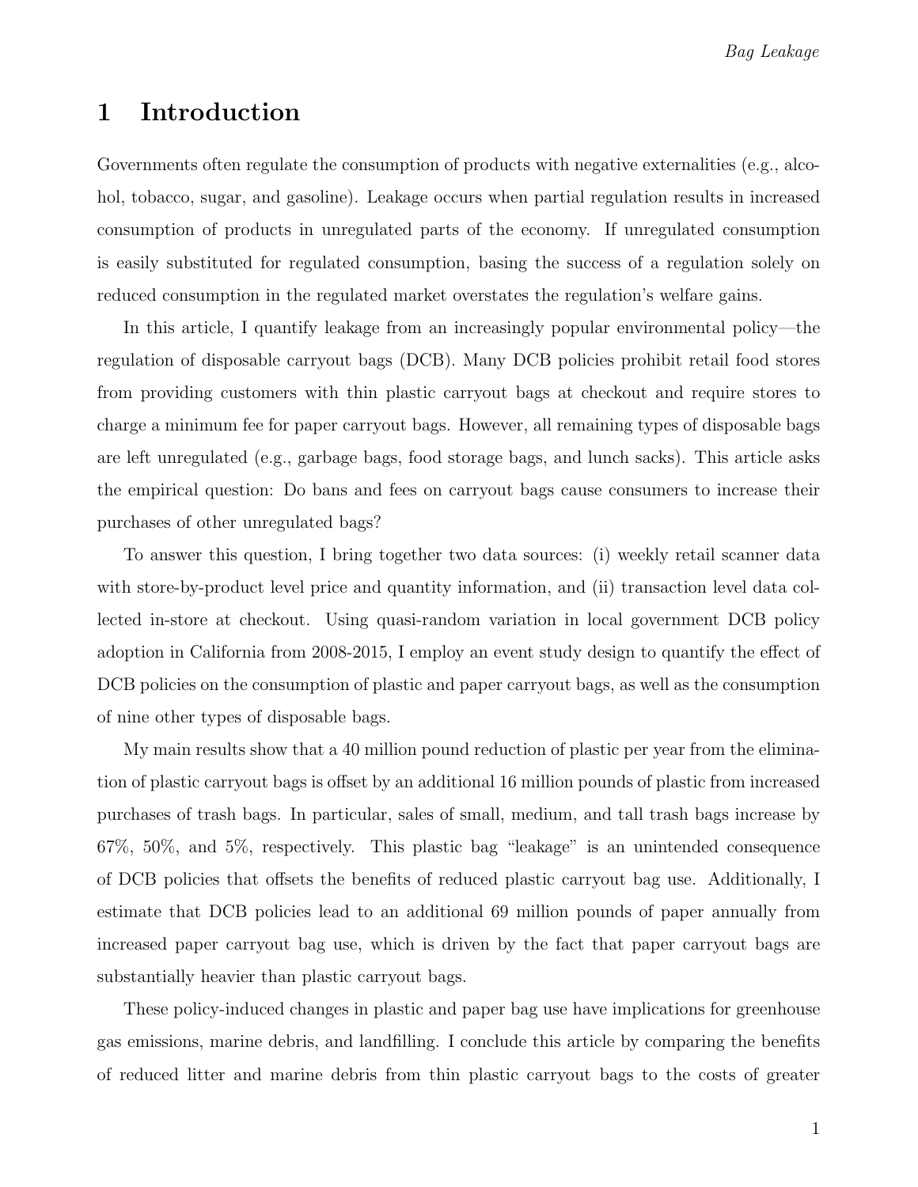# 1 Introduction

Governments often regulate the consumption of products with negative externalities (e.g., alcohol, tobacco, sugar, and gasoline). Leakage occurs when partial regulation results in increased consumption of products in unregulated parts of the economy. If unregulated consumption is easily substituted for regulated consumption, basing the success of a regulation solely on reduced consumption in the regulated market overstates the regulation's welfare gains.

In this article, I quantify leakage from an increasingly popular environmental policy—the regulation of disposable carryout bags (DCB). Many DCB policies prohibit retail food stores from providing customers with thin plastic carryout bags at checkout and require stores to charge a minimum fee for paper carryout bags. However, all remaining types of disposable bags are left unregulated (e.g., garbage bags, food storage bags, and lunch sacks). This article asks the empirical question: Do bans and fees on carryout bags cause consumers to increase their purchases of other unregulated bags?

To answer this question, I bring together two data sources: (i) weekly retail scanner data with store-by-product level price and quantity information, and (ii) transaction level data collected in-store at checkout. Using quasi-random variation in local government DCB policy adoption in California from 2008-2015, I employ an event study design to quantify the effect of DCB policies on the consumption of plastic and paper carryout bags, as well as the consumption of nine other types of disposable bags.

My main results show that a 40 million pound reduction of plastic per year from the elimination of plastic carryout bags is offset by an additional 16 million pounds of plastic from increased purchases of trash bags. In particular, sales of small, medium, and tall trash bags increase by 67%, 50%, and 5%, respectively. This plastic bag "leakage" is an unintended consequence of DCB policies that offsets the benefits of reduced plastic carryout bag use. Additionally, I estimate that DCB policies lead to an additional 69 million pounds of paper annually from increased paper carryout bag use, which is driven by the fact that paper carryout bags are substantially heavier than plastic carryout bags.

These policy-induced changes in plastic and paper bag use have implications for greenhouse gas emissions, marine debris, and landfilling. I conclude this article by comparing the benefits of reduced litter and marine debris from thin plastic carryout bags to the costs of greater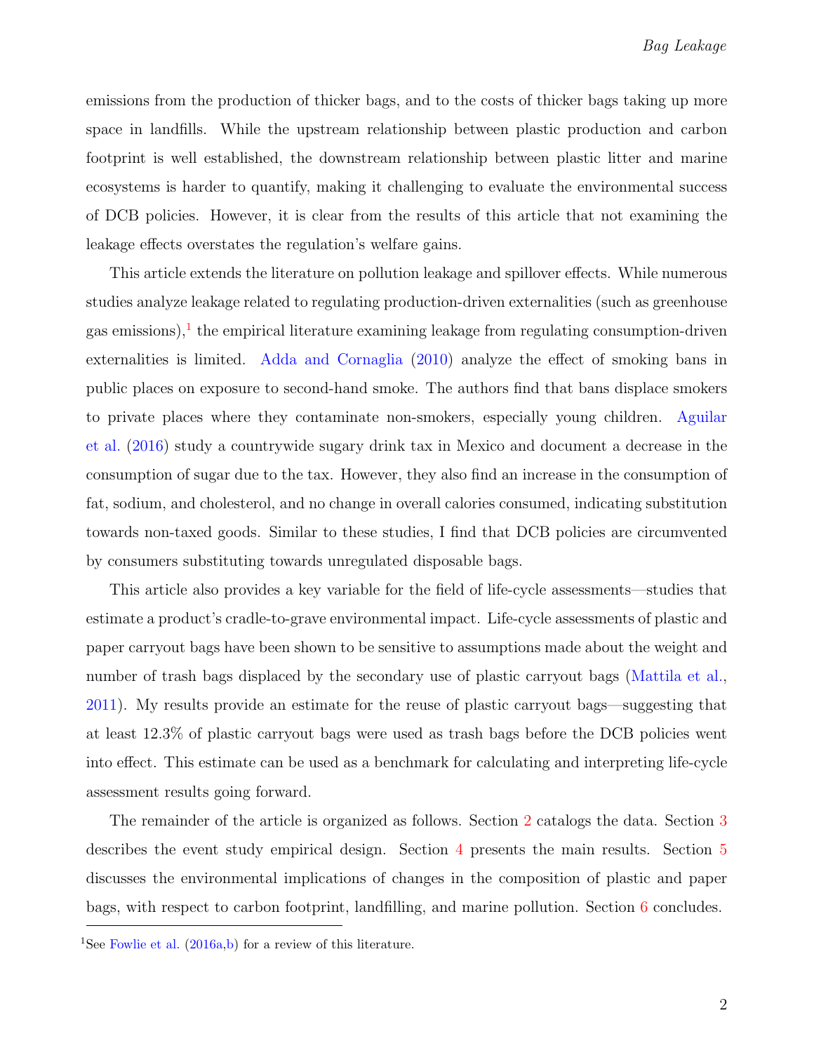emissions from the production of thicker bags, and to the costs of thicker bags taking up more space in landfills. While the upstream relationship between plastic production and carbon footprint is well established, the downstream relationship between plastic litter and marine ecosystems is harder to quantify, making it challenging to evaluate the environmental success of DCB policies. However, it is clear from the results of this article that not examining the leakage effects overstates the regulation's welfare gains.

This article extends the literature on pollution leakage and spillover effects. While numerous studies analyze leakage related to regulating production-driven externalities (such as greenhouse gas emissions),[1] the empirical literature examining leakage from regulating consumption-driven externalities is limited. Adda and Cornaglia (2010) analyze the effect of smoking bans in public places on exposure to second-hand smoke. The authors find that bans displace smokers to private places where they contaminate non-smokers, especially young children. Aguilar et al. (2016) study a countrywide sugary drink tax in Mexico and document a decrease in the consumption of sugar due to the tax. However, they also find an increase in the consumption of fat, sodium, and cholesterol, and no change in overall calories consumed, indicating substitution towards non-taxed goods. Similar to these studies, I find that DCB policies are circumvented by consumers substituting towards unregulated disposable bags.

This article also provides a key variable for the field of life-cycle assessments—studies that estimate a product's cradle-to-grave environmental impact. Life-cycle assessments of plastic and paper carryout bags have been shown to be sensitive to assumptions made about the weight and number of trash bags displaced by the secondary use of plastic carryout bags (Mattila et al., 2011). My results provide an estimate for the reuse of plastic carryout bags—suggesting that at least 12.3% of plastic carryout bags were used as trash bags before the DCB policies went into effect. This estimate can be used as a benchmark for calculating and interpreting life-cycle assessment results going forward.

The remainder of the article is organized as follows. Section 2 catalogs the data. Section 3 describes the event study empirical design. Section 4 presents the main results. Section 5 discusses the environmental implications of changes in the composition of plastic and paper bags, with respect to carbon footprint, landfilling, and marine pollution. Section 6 concludes.

---

[1] See Fowlie et al. (2016a,b) for a review of this literature.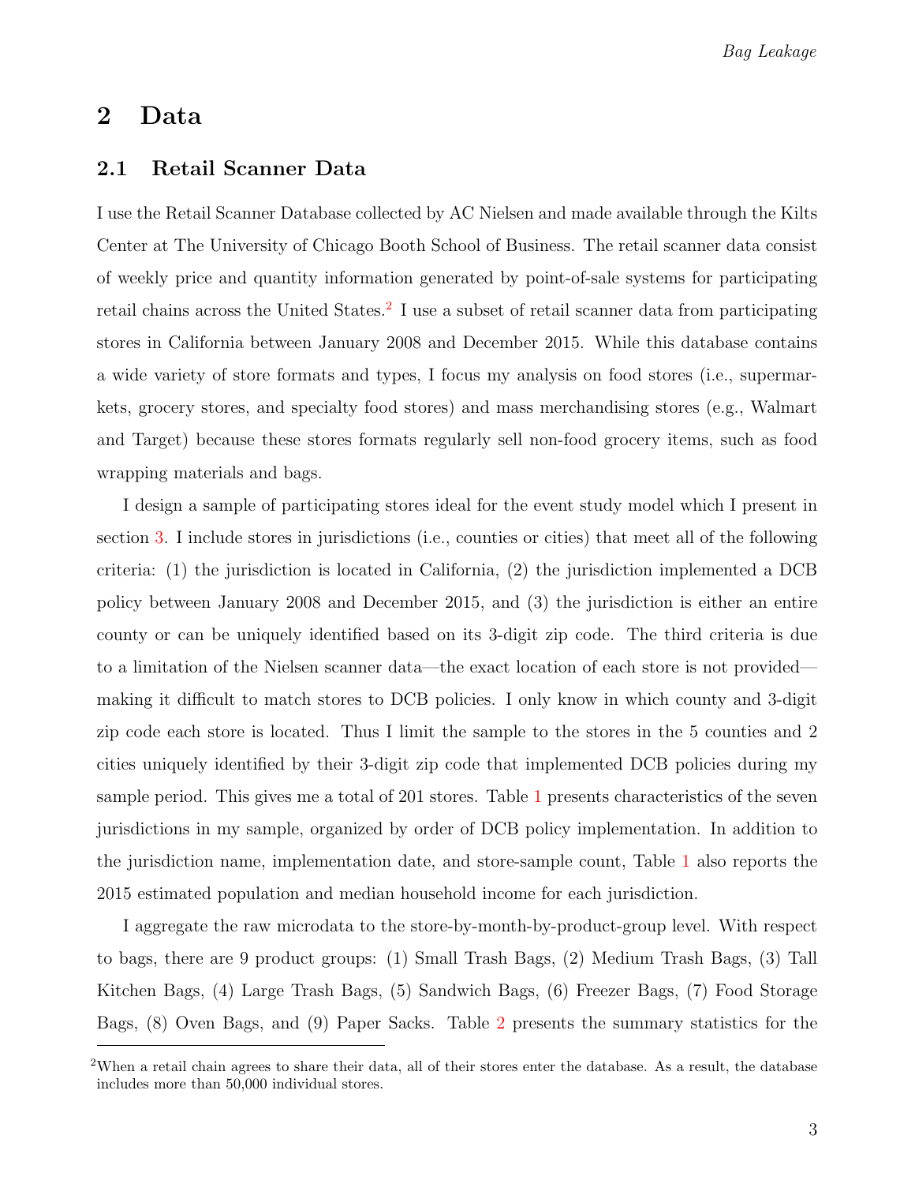## 2 Data

### 2.1 Retail Scanner Data

I use the Retail Scanner Database collected by AC Nielsen and made available through the Kilts Center at The University of Chicago Booth School of Business. The retail scanner data consist of weekly price and quantity information generated by point-of-sale systems for participating retail chains across the United States.[2] I use a subset of retail scanner data from participating stores in California between January 2008 and December 2015. While this database contains a wide variety of store formats and types, I focus my analysis on food stores (i.e., supermarkets, grocery stores, and specialty food stores) and mass merchandising stores (e.g., Walmart and Target) because these stores formats regularly sell non-food grocery items, such as food wrapping materials and bags.

I design a sample of participating stores ideal for the event study model which I present in section 3. I include stores in jurisdictions (i.e., counties or cities) that meet all of the following criteria: (1) the jurisdiction is located in California, (2) the jurisdiction implemented a DCB policy between January 2008 and December 2015, and (3) the jurisdiction is either an entire county or can be uniquely identified based on its 3-digit zip code. The third criteria is due to a limitation of the Nielsen scanner data—the exact location of each store is not provided—making it difficult to match stores to DCB policies. I only know in which county and 3-digit zip code each store is located. Thus I limit the sample to the stores in the 5 counties and 2 cities uniquely identified by their 3-digit zip code that implemented DCB policies during my sample period. This gives me a total of 201 stores. Table 1 presents characteristics of the seven jurisdictions in my sample, organized by order of DCB policy implementation. In addition to the jurisdiction name, implementation date, and store-sample count, Table 1 also reports the 2015 estimated population and median household income for each jurisdiction.

I aggregate the raw microdata to the store-by-month-by-product-group level. With respect to bags, there are 9 product groups: (1) Small Trash Bags, (2) Medium Trash Bags, (3) Tall Kitchen Bags, (4) Large Trash Bags, (5) Sandwich Bags, (6) Freezer Bags, (7) Food Storage Bags, (8) Oven Bags, and (9) Paper Sacks. Table 2 presents the summary statistics for the

[2] When a retail chain agrees to share their data, all of their stores enter the database. As a result, the database includes more than 50,000 individual stores.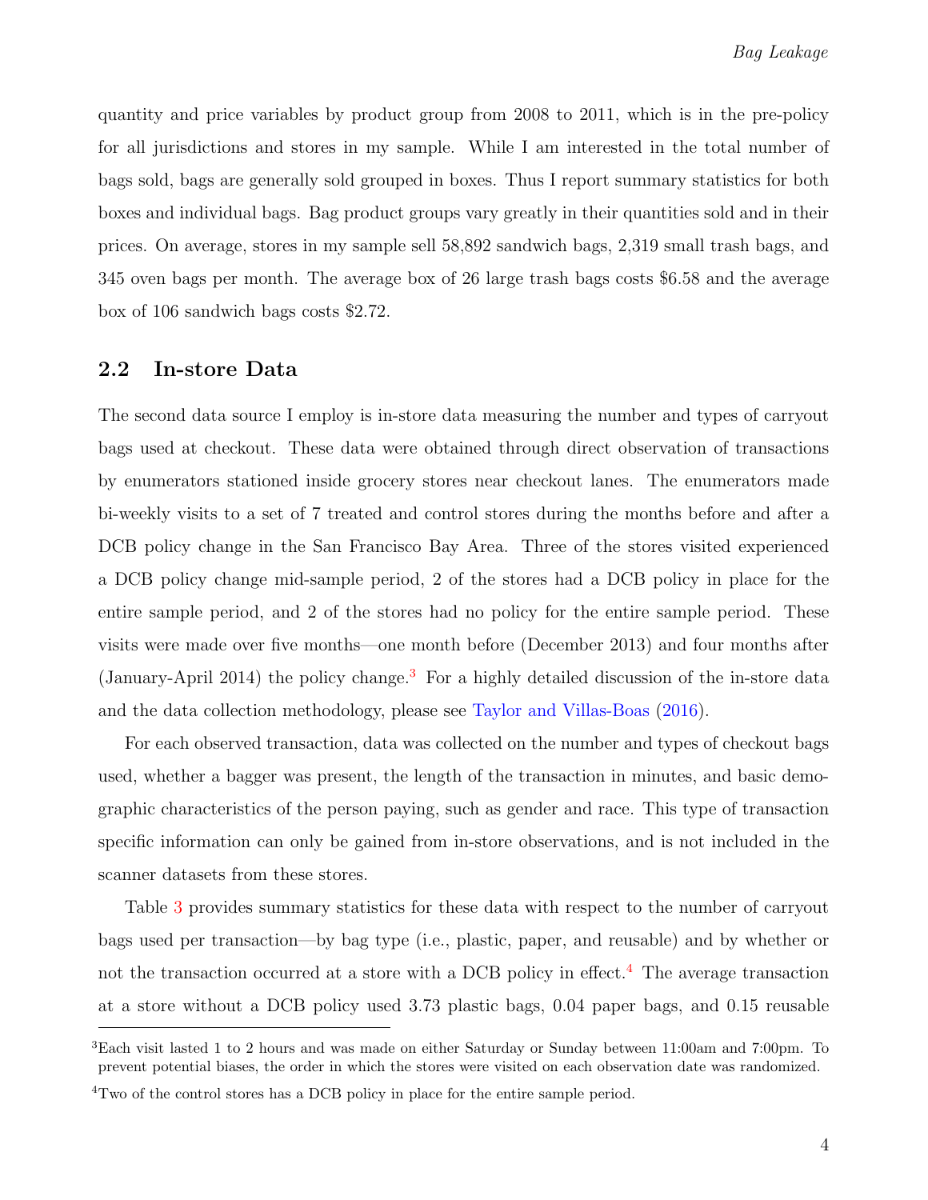quantity and price variables by product group from 2008 to 2011, which is in the pre-policy for all jurisdictions and stores in my sample. While I am interested in the total number of bags sold, bags are generally sold grouped in boxes. Thus I report summary statistics for both boxes and individual bags. Bag product groups vary greatly in their quantities sold and in their prices. On average, stores in my sample sell 58,892 sandwich bags, 2,319 small trash bags, and 345 oven bags per month. The average box of 26 large trash bags costs $6.58 and the average box of 106 sandwich bags costs $2.72.

## 2.2 In-store Data

The second data source I employ is in-store data measuring the number and types of carryout bags used at checkout. These data were obtained through direct observation of transactions by enumerators stationed inside grocery stores near checkout lanes. The enumerators made bi-weekly visits to a set of 7 treated and control stores during the months before and after a DCB policy change in the San Francisco Bay Area. Three of the stores visited experienced a DCB policy change mid-sample period, 2 of the stores had a DCB policy in place for the entire sample period, and 2 of the stores had no policy for the entire sample period. These visits were made over five months—one month before (December 2013) and four months after (January-April 2014) the policy change.[3] For a highly detailed discussion of the in-store data and the data collection methodology, please see Taylor and Villas-Boas (2016).

For each observed transaction, data was collected on the number and types of checkout bags used, whether a bagger was present, the length of the transaction in minutes, and basic demographic characteristics of the person paying, such as gender and race. This type of transaction specific information can only be gained from in-store observations, and is not included in the scanner datasets from these stores.

Table 3 provides summary statistics for these data with respect to the number of carryout bags used per transaction—by bag type (i.e., plastic, paper, and reusable) and by whether or not the transaction occurred at a store with a DCB policy in effect.[4] The average transaction at a store without a DCB policy used 3.73 plastic bags, 0.04 paper bags, and 0.15 reusable

[3] Each visit lasted 1 to 2 hours and was made on either Saturday or Sunday between 11:00am and 7:00pm. To prevent potential biases, the order in which the stores were visited on each observation date was randomized.

[4] Two of the control stores has a DCB policy in place for the entire sample period.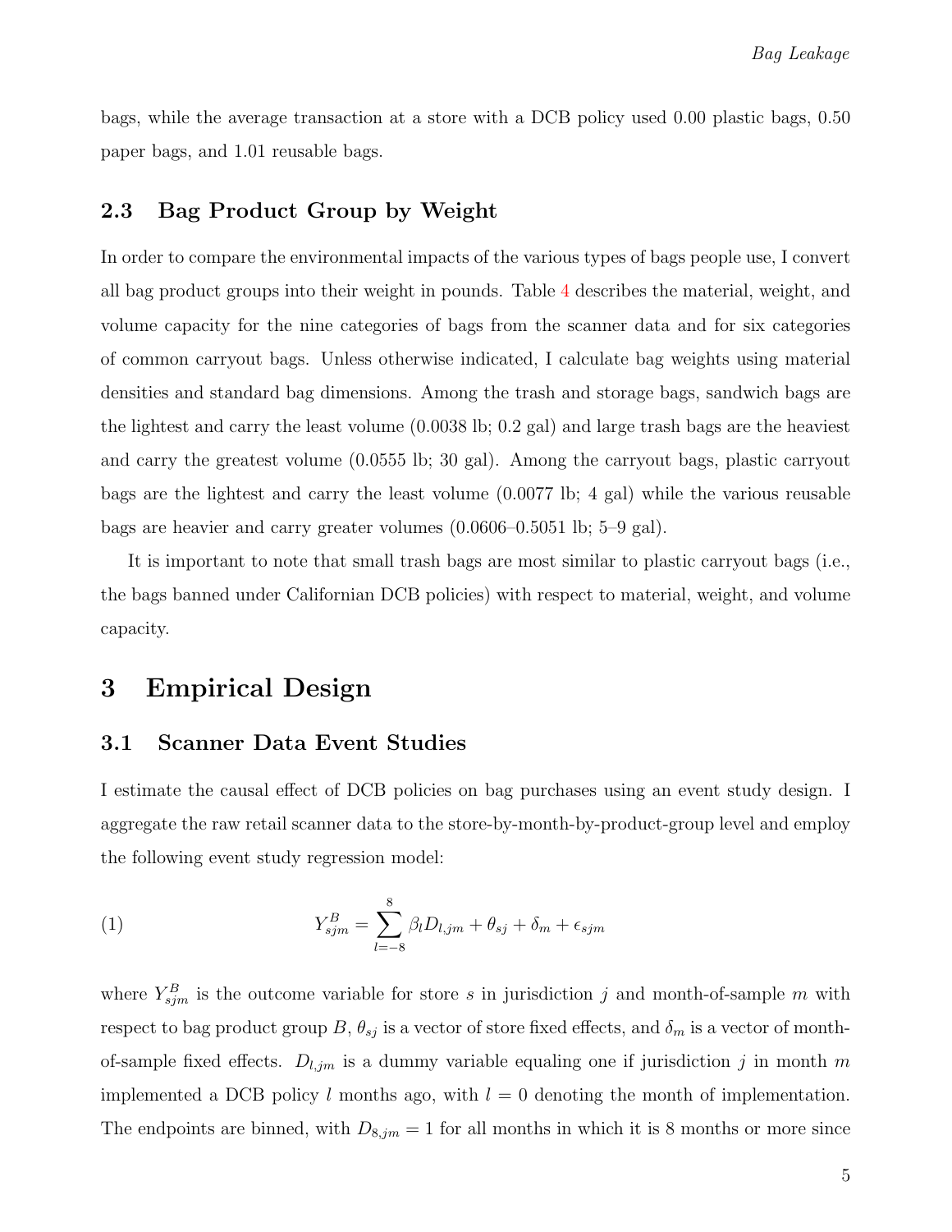bags, while the average transaction at a store with a DCB policy used 0.00 plastic bags, 0.50 paper bags, and 1.01 reusable bags.

### 2.3 Bag Product Group by Weight

In order to compare the environmental impacts of the various types of bags people use, I convert all bag product groups into their weight in pounds. Table 4 describes the material, weight, and volume capacity for the nine categories of bags from the scanner data and for six categories of common carryout bags. Unless otherwise indicated, I calculate bag weights using material densities and standard bag dimensions. Among the trash and storage bags, sandwich bags are the lightest and carry the least volume (0.0038 lb; 0.2 gal) and large trash bags are the heaviest and carry the greatest volume (0.0555 lb; 30 gal). Among the carryout bags, plastic carryout bags are the lightest and carry the least volume (0.0077 lb; 4 gal) while the various reusable bags are heavier and carry greater volumes (0.0606–0.5051 lb; 5–9 gal).

It is important to note that small trash bags are most similar to plastic carryout bags (i.e., the bags banned under Californian DCB policies) with respect to material, weight, and volume capacity.

## 3 Empirical Design

### 3.1 Scanner Data Event Studies

I estimate the causal effect of DCB policies on bag purchases using an event study design. I aggregate the raw retail scanner data to the store-by-month-by-product-group level and employ the following event study regression model:

$$Y_{sjm}^{B} = \sum_{l=-8}^{8} \beta_l D_{l,jm} + \theta_{sj} + \delta_m + \epsilon_{sjm} \tag{1}$$

where $Y_{sjm}^{B}$ is the outcome variable for store $s$ in jurisdiction $j$ and month-of-sample $m$ with respect to bag product group $B$, $\theta_{sj}$ is a vector of store fixed effects, and $\delta_m$ is a vector of month-of-sample fixed effects. $D_{l,jm}$ is a dummy variable equaling one if jurisdiction $j$ in month $m$ implemented a DCB policy $l$ months ago, with $l = 0$ denoting the month of implementation. The endpoints are binned, with $D_{8,jm} = 1$ for all months in which it is 8 months or more since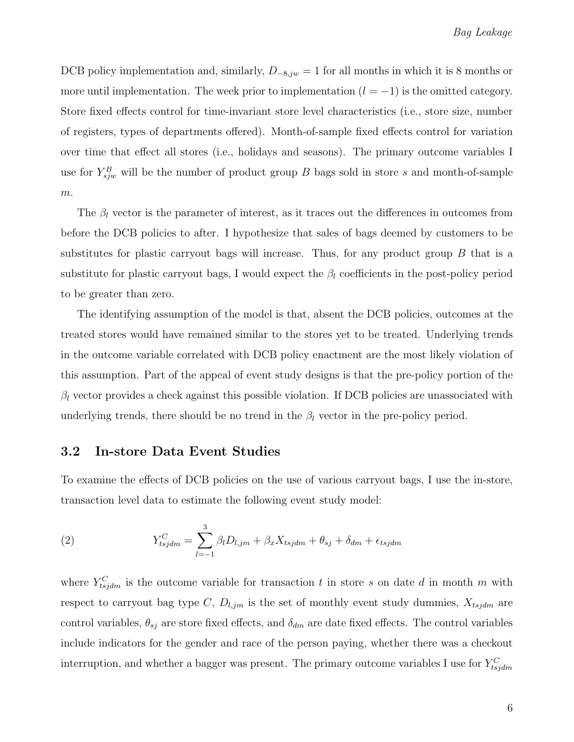DCB policy implementation and, similarly, $D_{-8,jw} = 1$ for all months in which it is 8 months or more until implementation. The week prior to implementation ($l = -1$) is the omitted category. Store fixed effects control for time-invariant store level characteristics (i.e., store size, number of registers, types of departments offered). Month-of-sample fixed effects control for variation over time that effect all stores (i.e., holidays and seasons). The primary outcome variables I use for $Y^{B}_{sjw}$ will be the number of product group $B$ bags sold in store $s$ and month-of-sample $m$.

The $\beta_l$ vector is the parameter of interest, as it traces out the differences in outcomes from before the DCB policies to after. I hypothesize that sales of bags deemed by customers to be substitutes for plastic carryout bags will increase. Thus, for any product group $B$ that is a substitute for plastic carryout bags, I would expect the $\beta_l$ coefficients in the post-policy period to be greater than zero.

The identifying assumption of the model is that, absent the DCB policies, outcomes at the treated stores would have remained similar to the stores yet to be treated. Underlying trends in the outcome variable correlated with DCB policy enactment are the most likely violation of this assumption. Part of the appeal of event study designs is that the pre-policy portion of the $\beta_l$ vector provides a check against this possible violation. If DCB policies are unassociated with underlying trends, there should be no trend in the $\beta_l$ vector in the pre-policy period.

## 3.2 In-store Data Event Studies

To examine the effects of DCB policies on the use of various carryout bags, I use the in-store, transaction level data to estimate the following event study model:

$$Y^{C}_{tsjdm} = \sum_{l=-1}^{3} \beta_l D_{l,jm} + \beta_x X_{tsjdm} + \theta_{sj} + \delta_{dm} + \epsilon_{tsjdm} \tag{2}$$

where $Y^{C}_{tsjdm}$ is the outcome variable for transaction $t$ in store $s$ on date $d$ in month $m$ with respect to carryout bag type $C$, $D_{l,jm}$ is the set of monthly event study dummies, $X_{tsjdm}$ are control variables, $\theta_{sj}$ are store fixed effects, and $\delta_{dm}$ are date fixed effects. The control variables include indicators for the gender and race of the person paying, whether there was a checkout interruption, and whether a bagger was present. The primary outcome variables I use for $Y^{C}_{tsjdm}$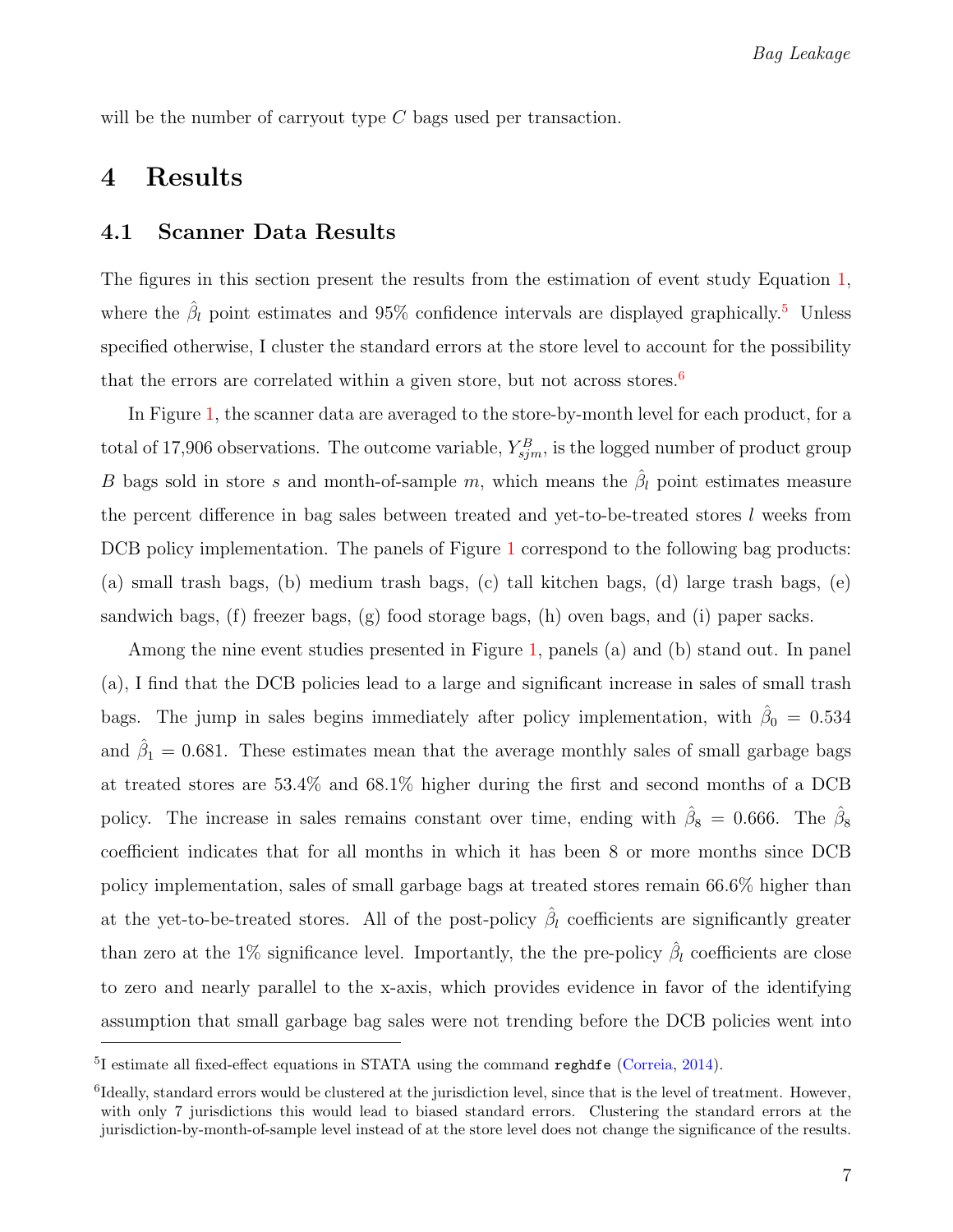will be the number of carryout type $C$ bags used per transaction.

# 4 Results

## 4.1 Scanner Data Results

The figures in this section present the results from the estimation of event study Equation 1, where the $\hat{\beta}_l$ point estimates and 95% confidence intervals are displayed graphically.[5] Unless specified otherwise, I cluster the standard errors at the store level to account for the possibility that the errors are correlated within a given store, but not across stores.[6]

In Figure 1, the scanner data are averaged to the store-by-month level for each product, for a total of 17,906 observations. The outcome variable, $Y^{B}_{sjm}$, is the logged number of product group $B$ bags sold in store $s$ and month-of-sample $m$, which means the $\hat{\beta}_l$ point estimates measure the percent difference in bag sales between treated and yet-to-be-treated stores $l$ weeks from DCB policy implementation. The panels of Figure 1 correspond to the following bag products: (a) small trash bags, (b) medium trash bags, (c) tall kitchen bags, (d) large trash bags, (e) sandwich bags, (f) freezer bags, (g) food storage bags, (h) oven bags, and (i) paper sacks.

Among the nine event studies presented in Figure 1, panels (a) and (b) stand out. In panel (a), I find that the DCB policies lead to a large and significant increase in sales of small trash bags. The jump in sales begins immediately after policy implementation, with $\hat{\beta}_0 = 0.534$ and $\hat{\beta}_1 = 0.681$. These estimates mean that the average monthly sales of small garbage bags at treated stores are 53.4% and 68.1% higher during the first and second months of a DCB policy. The increase in sales remains constant over time, ending with $\hat{\beta}_8 = 0.666$. The $\hat{\beta}_8$ coefficient indicates that for all months in which it has been 8 or more months since DCB policy implementation, sales of small garbage bags at treated stores remain 66.6% higher than at the yet-to-be-treated stores. All of the post-policy $\hat{\beta}_l$ coefficients are significantly greater than zero at the 1% significance level. Importantly, the the pre-policy $\hat{\beta}_l$ coefficients are close to zero and nearly parallel to the x-axis, which provides evidence in favor of the identifying assumption that small garbage bag sales were not trending before the DCB policies went into

[5] I estimate all fixed-effect equations in STATA using the command `reghdfe` (Correia, 2014).

[6] Ideally, standard errors would be clustered at the jurisdiction level, since that is the level of treatment. However, with only 7 jurisdictions this would lead to biased standard errors. Clustering the standard errors at the jurisdiction-by-month-of-sample level instead of at the store level does not change the significance of the results.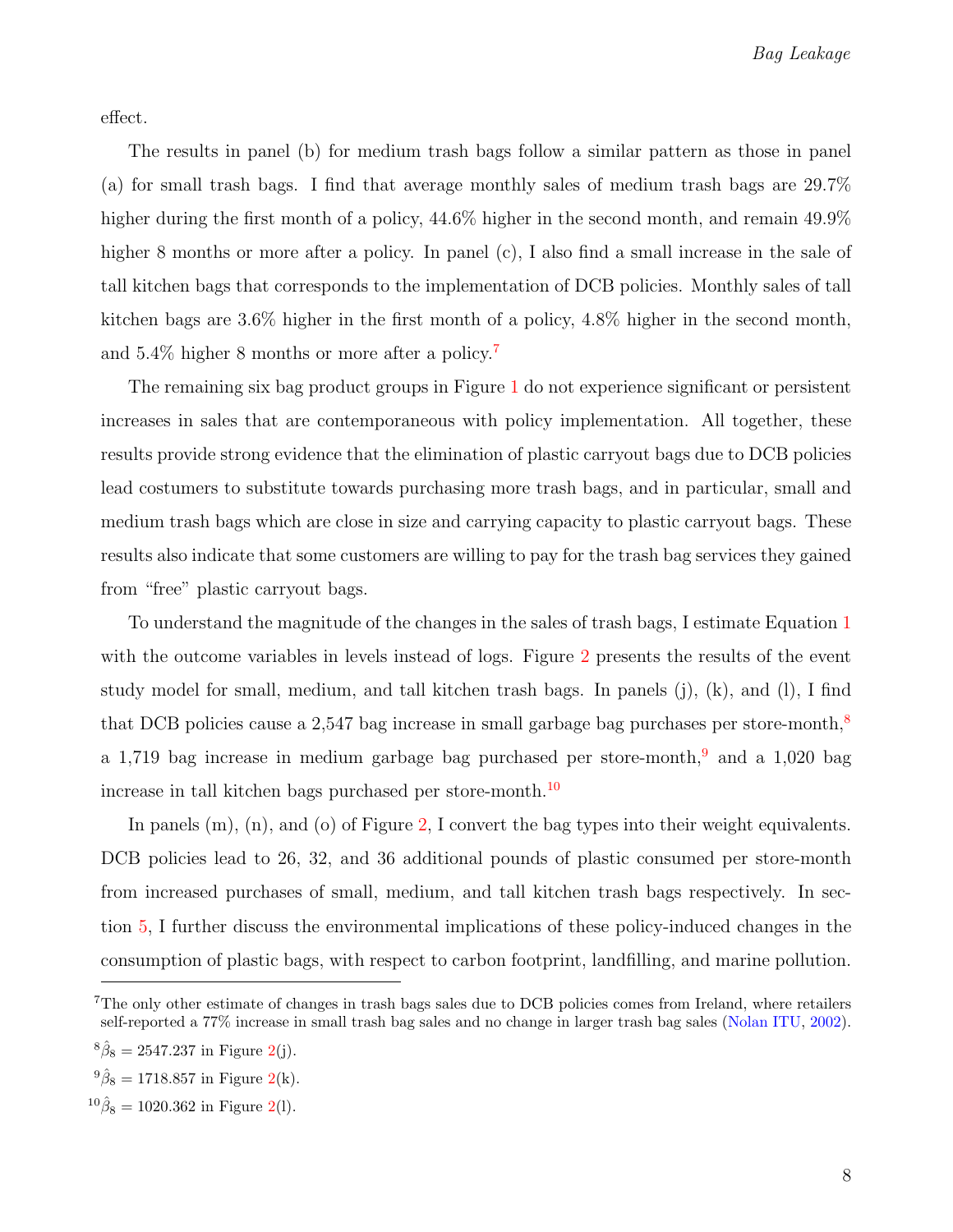effect.

The results in panel (b) for medium trash bags follow a similar pattern as those in panel (a) for small trash bags. I find that average monthly sales of medium trash bags are 29.7% higher during the first month of a policy, 44.6% higher in the second month, and remain 49.9% higher 8 months or more after a policy. In panel (c), I also find a small increase in the sale of tall kitchen bags that corresponds to the implementation of DCB policies. Monthly sales of tall kitchen bags are 3.6% higher in the first month of a policy, 4.8% higher in the second month, and 5.4% higher 8 months or more after a policy.[7]

The remaining six bag product groups in Figure 1 do not experience significant or persistent increases in sales that are contemporaneous with policy implementation. All together, these results provide strong evidence that the elimination of plastic carryout bags due to DCB policies lead costumers to substitute towards purchasing more trash bags, and in particular, small and medium trash bags which are close in size and carrying capacity to plastic carryout bags. These results also indicate that some customers are willing to pay for the trash bag services they gained from "free" plastic carryout bags.

To understand the magnitude of the changes in the sales of trash bags, I estimate Equation 1 with the outcome variables in levels instead of logs. Figure 2 presents the results of the event study model for small, medium, and tall kitchen trash bags. In panels (j), (k), and (l), I find that DCB policies cause a 2,547 bag increase in small garbage bag purchases per store-month,[8] a 1,719 bag increase in medium garbage bag purchased per store-month,[9] and a 1,020 bag increase in tall kitchen bags purchased per store-month.[10]

In panels (m), (n), and (o) of Figure 2, I convert the bag types into their weight equivalents. DCB policies lead to 26, 32, and 36 additional pounds of plastic consumed per store-month from increased purchases of small, medium, and tall kitchen trash bags respectively. In section 5, I further discuss the environmental implications of these policy-induced changes in the consumption of plastic bags, with respect to carbon footprint, landfilling, and marine pollution.

---

[7] The only other estimate of changes in trash bags sales due to DCB policies comes from Ireland, where retailers self-reported a 77% increase in small trash bag sales and no change in larger trash bag sales (Nolan ITU, 2002).

[8] $\hat{\beta}_8 = 2547.237$ in Figure 2(j).

[9] $\hat{\beta}_8 = 1718.857$ in Figure 2(k).

[10] $\hat{\beta}_8 = 1020.362$ in Figure 2(l).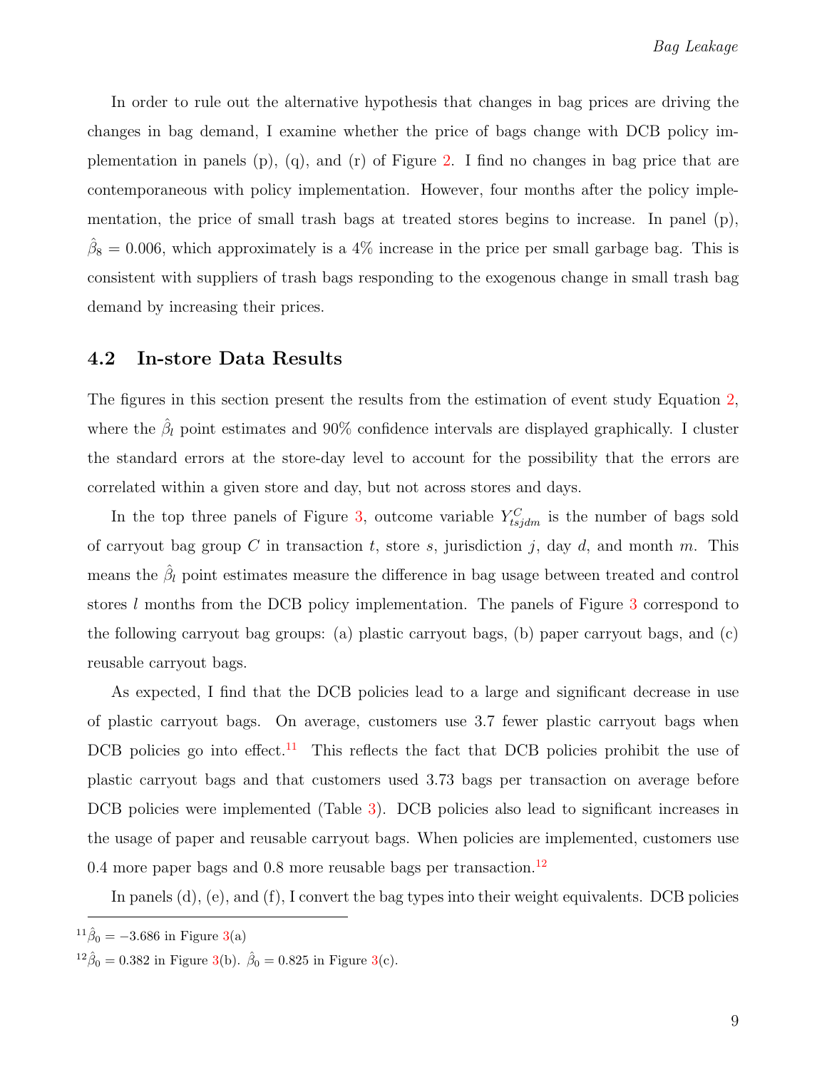In order to rule out the alternative hypothesis that changes in bag prices are driving the changes in bag demand, I examine whether the price of bags change with DCB policy implementation in panels (p), (q), and (r) of Figure 2. I find no changes in bag price that are contemporaneous with policy implementation. However, four months after the policy implementation, the price of small trash bags at treated stores begins to increase. In panel (p), $\hat{\beta}_8 = 0.006$, which approximately is a 4% increase in the price per small garbage bag. This is consistent with suppliers of trash bags responding to the exogenous change in small trash bag demand by increasing their prices.

## 4.2 In-store Data Results

The figures in this section present the results from the estimation of event study Equation 2, where the $\hat{\beta}_l$ point estimates and 90% confidence intervals are displayed graphically. I cluster the standard errors at the store-day level to account for the possibility that the errors are correlated within a given store and day, but not across stores and days.

In the top three panels of Figure 3, outcome variable $Y^C_{tsjdm}$ is the number of bags sold of carryout bag group $C$ in transaction $t$, store $s$, jurisdiction $j$, day $d$, and month $m$. This means the $\hat{\beta}_l$ point estimates measure the difference in bag usage between treated and control stores $l$ months from the DCB policy implementation. The panels of Figure 3 correspond to the following carryout bag groups: (a) plastic carryout bags, (b) paper carryout bags, and (c) reusable carryout bags.

As expected, I find that the DCB policies lead to a large and significant decrease in use of plastic carryout bags. On average, customers use 3.7 fewer plastic carryout bags when DCB policies go into effect.[11] This reflects the fact that DCB policies prohibit the use of plastic carryout bags and that customers used 3.73 bags per transaction on average before DCB policies were implemented (Table 3). DCB policies also lead to significant increases in the usage of paper and reusable carryout bags. When policies are implemented, customers use 0.4 more paper bags and 0.8 more reusable bags per transaction.[12]

In panels (d), (e), and (f), I convert the bag types into their weight equivalents. DCB policies

[11] $\hat{\beta}_0 = -3.686$ in Figure 3(a)

[12] $\hat{\beta}_0 = 0.382$ in Figure 3(b). $\hat{\beta}_0 = 0.825$ in Figure 3(c).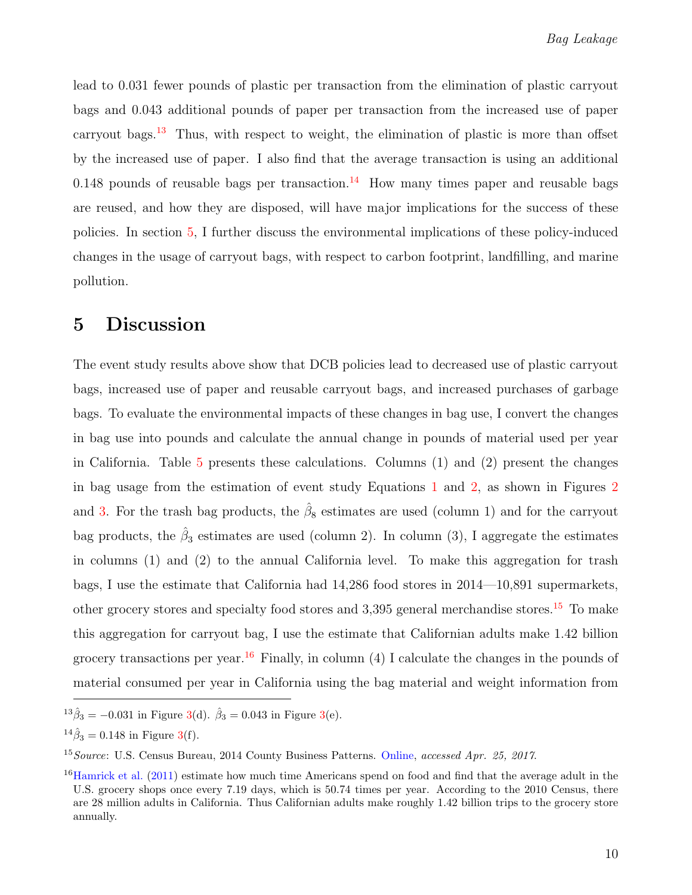lead to 0.031 fewer pounds of plastic per transaction from the elimination of plastic carryout bags and 0.043 additional pounds of paper per transaction from the increased use of paper carryout bags.[13] Thus, with respect to weight, the elimination of plastic is more than offset by the increased use of paper. I also find that the average transaction is using an additional 0.148 pounds of reusable bags per transaction.[14] How many times paper and reusable bags are reused, and how they are disposed, will have major implications for the success of these policies. In section 5, I further discuss the environmental implications of these policy-induced changes in the usage of carryout bags, with respect to carbon footprint, landfilling, and marine pollution.

# 5 Discussion

The event study results above show that DCB policies lead to decreased use of plastic carryout bags, increased use of paper and reusable carryout bags, and increased purchases of garbage bags. To evaluate the environmental impacts of these changes in bag use, I convert the changes in bag use into pounds and calculate the annual change in pounds of material used per year in California. Table 5 presents these calculations. Columns (1) and (2) present the changes in bag usage from the estimation of event study Equations 1 and 2, as shown in Figures 2 and 3. For the trash bag products, the $\hat{\beta}_8$ estimates are used (column 1) and for the carryout bag products, the $\hat{\beta}_3$ estimates are used (column 2). In column (3), I aggregate the estimates in columns (1) and (2) to the annual California level. To make this aggregation for trash bags, I use the estimate that California had 14,286 food stores in 2014—10,891 supermarkets, other grocery stores and specialty food stores and 3,395 general merchandise stores.[15] To make this aggregation for carryout bag, I use the estimate that Californian adults make 1.42 billion grocery transactions per year.[16] Finally, in column (4) I calculate the changes in the pounds of material consumed per year in California using the bag material and weight information from

---

[13] $\hat{\beta}_3 = -0.031$ in Figure 3(d). $\hat{\beta}_3 = 0.043$ in Figure 3(e).

[14] $\hat{\beta}_3 = 0.148$ in Figure 3(f).

[15] *Source*: U.S. Census Bureau, 2014 County Business Patterns. Online, *accessed Apr. 25, 2017*.

[16] Hamrick et al. (2011) estimate how much time Americans spend on food and find that the average adult in the U.S. grocery shops once every 7.19 days, which is 50.74 times per year. According to the 2010 Census, there are 28 million adults in California. Thus Californian adults make roughly 1.42 billion trips to the grocery store annually.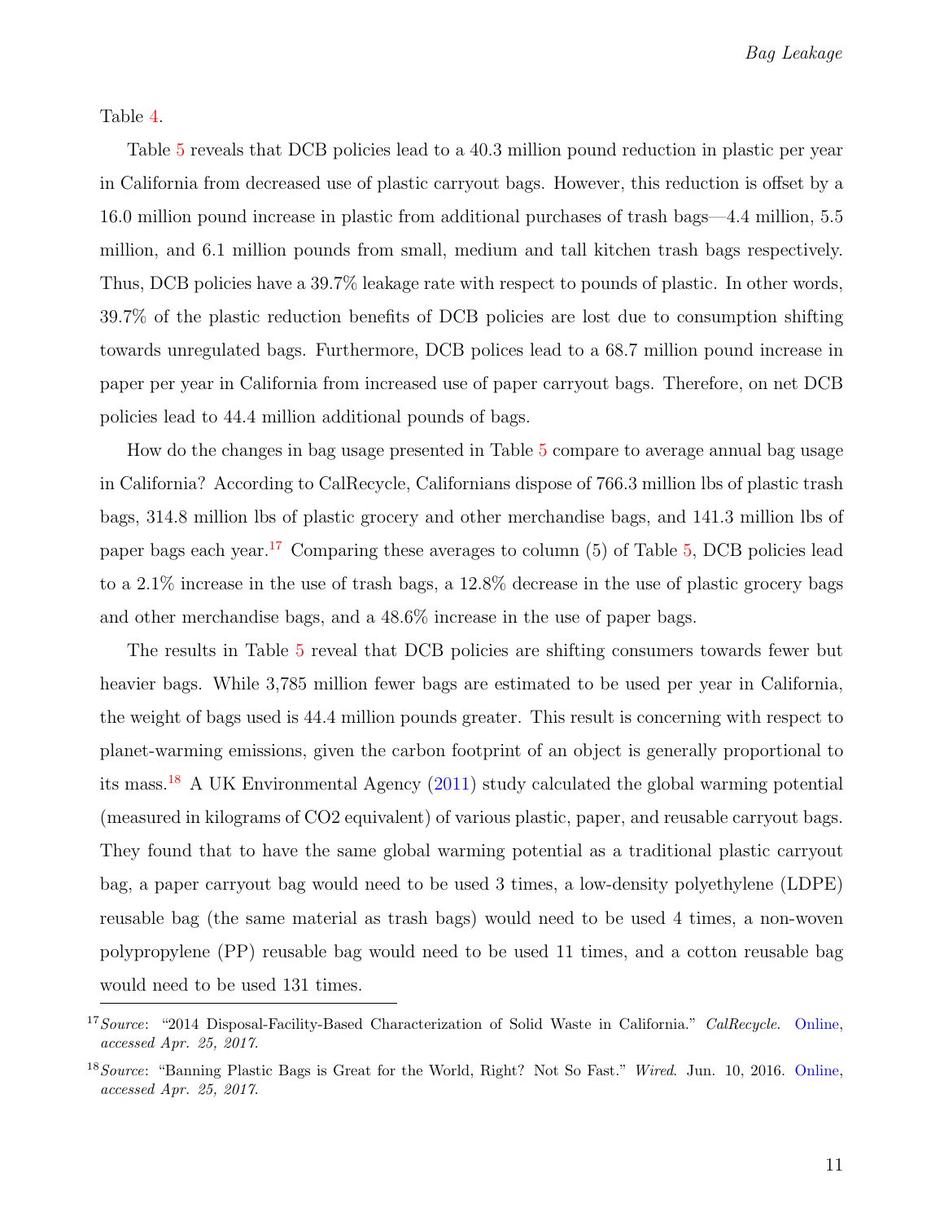Table 4.

Table 5 reveals that DCB policies lead to a 40.3 million pound reduction in plastic per year in California from decreased use of plastic carryout bags. However, this reduction is offset by a 16.0 million pound increase in plastic from additional purchases of trash bags—4.4 million, 5.5 million, and 6.1 million pounds from small, medium and tall kitchen trash bags respectively. Thus, DCB policies have a 39.7% leakage rate with respect to pounds of plastic. In other words, 39.7% of the plastic reduction benefits of DCB policies are lost due to consumption shifting towards unregulated bags. Furthermore, DCB polices lead to a 68.7 million pound increase in paper per year in California from increased use of paper carryout bags. Therefore, on net DCB policies lead to 44.4 million additional pounds of bags.

How do the changes in bag usage presented in Table 5 compare to average annual bag usage in California? According to CalRecycle, Californians dispose of 766.3 million lbs of plastic trash bags, 314.8 million lbs of plastic grocery and other merchandise bags, and 141.3 million lbs of paper bags each year.[17] Comparing these averages to column (5) of Table 5, DCB policies lead to a 2.1% increase in the use of trash bags, a 12.8% decrease in the use of plastic grocery bags and other merchandise bags, and a 48.6% increase in the use of paper bags.

The results in Table 5 reveal that DCB policies are shifting consumers towards fewer but heavier bags. While 3,785 million fewer bags are estimated to be used per year in California, the weight of bags used is 44.4 million pounds greater. This result is concerning with respect to planet-warming emissions, given the carbon footprint of an object is generally proportional to its mass.[18] A UK Environmental Agency (2011) study calculated the global warming potential (measured in kilograms of CO2 equivalent) of various plastic, paper, and reusable carryout bags. They found that to have the same global warming potential as a traditional plastic carryout bag, a paper carryout bag would need to be used 3 times, a low-density polyethylene (LDPE) reusable bag (the same material as trash bags) would need to be used 4 times, a non-woven polypropylene (PP) reusable bag would need to be used 11 times, and a cotton reusable bag would need to be used 131 times.

---

[17] *Source*: "2014 Disposal-Facility-Based Characterization of Solid Waste in California." *CalRecycle*. Online, *accessed Apr. 25, 2017*.

[18] *Source*: "Banning Plastic Bags is Great for the World, Right? Not So Fast." *Wired*. Jun. 10, 2016. Online, *accessed Apr. 25, 2017*.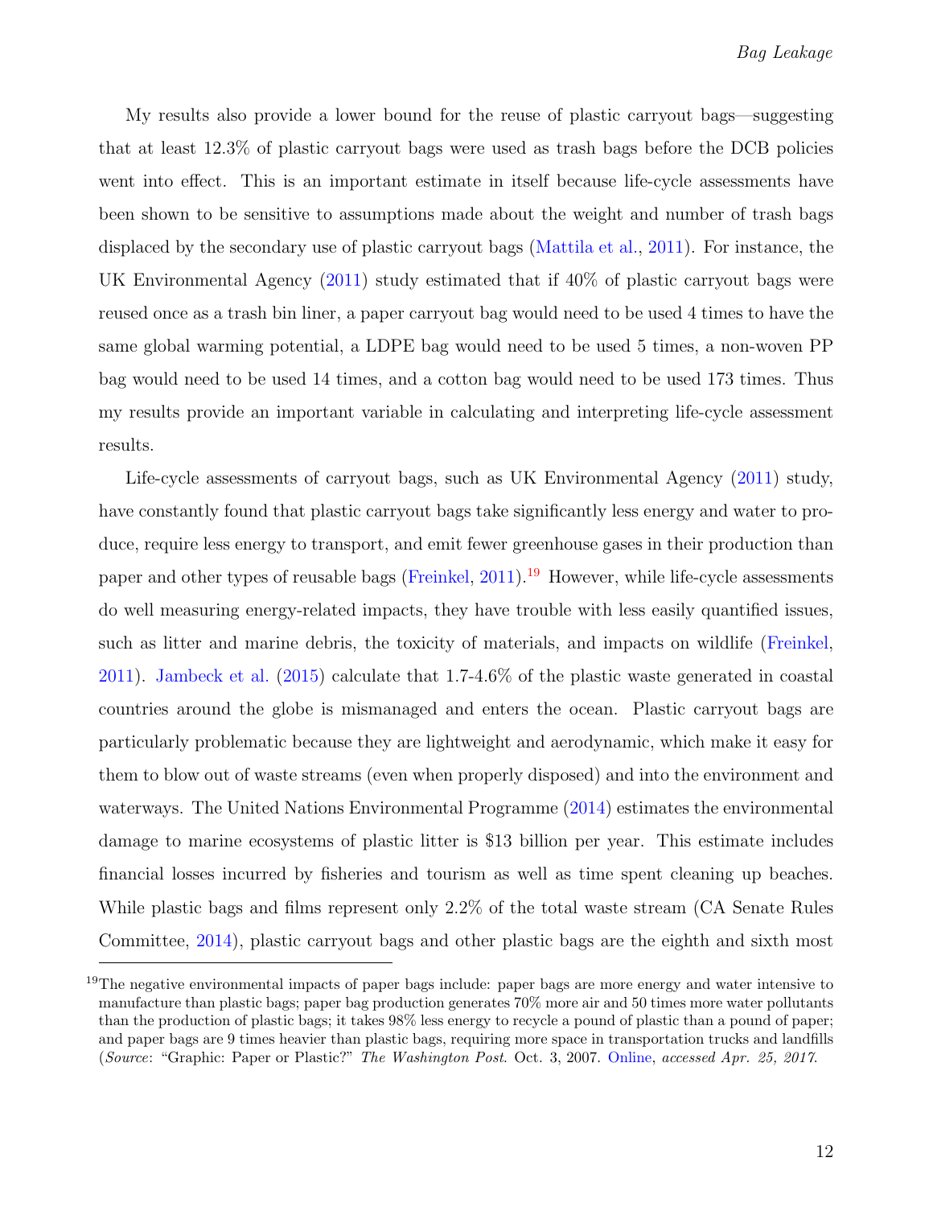My results also provide a lower bound for the reuse of plastic carryout bags—suggesting that at least 12.3% of plastic carryout bags were used as trash bags before the DCB policies went into effect. This is an important estimate in itself because life-cycle assessments have been shown to be sensitive to assumptions made about the weight and number of trash bags displaced by the secondary use of plastic carryout bags (Mattila et al., 2011). For instance, the UK Environmental Agency (2011) study estimated that if 40% of plastic carryout bags were reused once as a trash bin liner, a paper carryout bag would need to be used 4 times to have the same global warming potential, a LDPE bag would need to be used 5 times, a non-woven PP bag would need to be used 14 times, and a cotton bag would need to be used 173 times. Thus my results provide an important variable in calculating and interpreting life-cycle assessment results.

Life-cycle assessments of carryout bags, such as UK Environmental Agency (2011) study, have constantly found that plastic carryout bags take significantly less energy and water to produce, require less energy to transport, and emit fewer greenhouse gases in their production than paper and other types of reusable bags (Freinkel, 2011).[19] However, while life-cycle assessments do well measuring energy-related impacts, they have trouble with less easily quantified issues, such as litter and marine debris, the toxicity of materials, and impacts on wildlife (Freinkel, 2011). Jambeck et al. (2015) calculate that 1.7-4.6% of the plastic waste generated in coastal countries around the globe is mismanaged and enters the ocean. Plastic carryout bags are particularly problematic because they are lightweight and aerodynamic, which make it easy for them to blow out of waste streams (even when properly disposed) and into the environment and waterways. The United Nations Environmental Programme (2014) estimates the environmental damage to marine ecosystems of plastic litter is $13 billion per year. This estimate includes financial losses incurred by fisheries and tourism as well as time spent cleaning up beaches. While plastic bags and films represent only 2.2% of the total waste stream (CA Senate Rules Committee, 2014), plastic carryout bags and other plastic bags are the eighth and sixth most

---

[19] The negative environmental impacts of paper bags include: paper bags are more energy and water intensive to manufacture than plastic bags; paper bag production generates 70% more air and 50 times more water pollutants than the production of plastic bags; it takes 98% less energy to recycle a pound of plastic than a pound of paper; and paper bags are 9 times heavier than plastic bags, requiring more space in transportation trucks and landfills (*Source*: "Graphic: Paper or Plastic?" *The Washington Post*. Oct. 3, 2007. Online, *accessed Apr. 25, 2017*.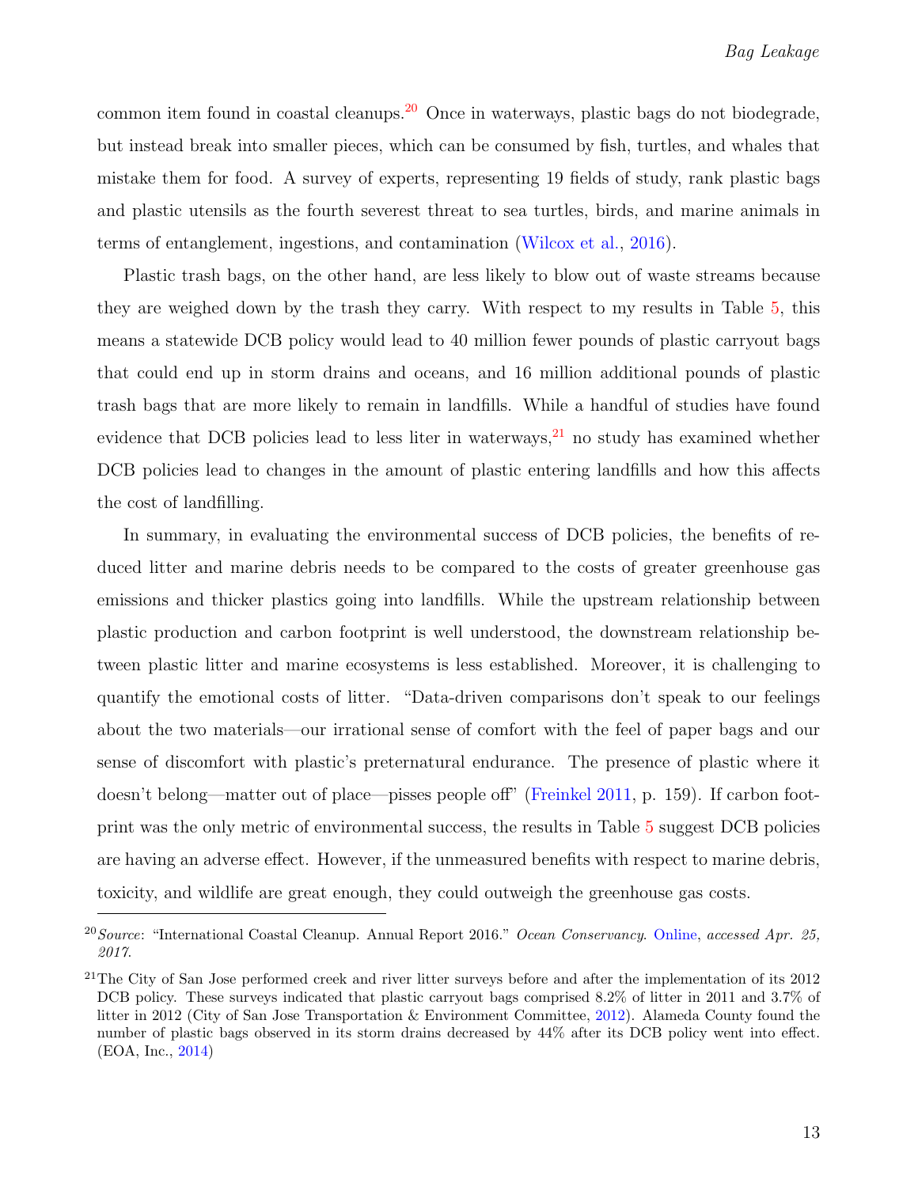common item found in coastal cleanups.[20] Once in waterways, plastic bags do not biodegrade, but instead break into smaller pieces, which can be consumed by fish, turtles, and whales that mistake them for food. A survey of experts, representing 19 fields of study, rank plastic bags and plastic utensils as the fourth severest threat to sea turtles, birds, and marine animals in terms of entanglement, ingestions, and contamination (Wilcox et al., 2016).

Plastic trash bags, on the other hand, are less likely to blow out of waste streams because they are weighed down by the trash they carry. With respect to my results in Table 5, this means a statewide DCB policy would lead to 40 million fewer pounds of plastic carryout bags that could end up in storm drains and oceans, and 16 million additional pounds of plastic trash bags that are more likely to remain in landfills. While a handful of studies have found evidence that DCB policies lead to less liter in waterways,[21] no study has examined whether DCB policies lead to changes in the amount of plastic entering landfills and how this affects the cost of landfilling.

In summary, in evaluating the environmental success of DCB policies, the benefits of reduced litter and marine debris needs to be compared to the costs of greater greenhouse gas emissions and thicker plastics going into landfills. While the upstream relationship between plastic production and carbon footprint is well understood, the downstream relationship between plastic litter and marine ecosystems is less established. Moreover, it is challenging to quantify the emotional costs of litter. "Data-driven comparisons don't speak to our feelings about the two materials—our irrational sense of comfort with the feel of paper bags and our sense of discomfort with plastic's preternatural endurance. The presence of plastic where it doesn't belong—matter out of place—pisses people off" (Freinkel 2011, p. 159). If carbon footprint was the only metric of environmental success, the results in Table 5 suggest DCB policies are having an adverse effect. However, if the unmeasured benefits with respect to marine debris, toxicity, and wildlife are great enough, they could outweigh the greenhouse gas costs.

---

[20] *Source*: "International Coastal Cleanup. Annual Report 2016." *Ocean Conservancy*. Online, *accessed Apr. 25, 2017.*

[21] The City of San Jose performed creek and river litter surveys before and after the implementation of its 2012 DCB policy. These surveys indicated that plastic carryout bags comprised 8.2% of litter in 2011 and 3.7% of litter in 2012 (City of San Jose Transportation & Environment Committee, 2012). Alameda County found the number of plastic bags observed in its storm drains decreased by 44% after its DCB policy went into effect. (EOA, Inc., 2014)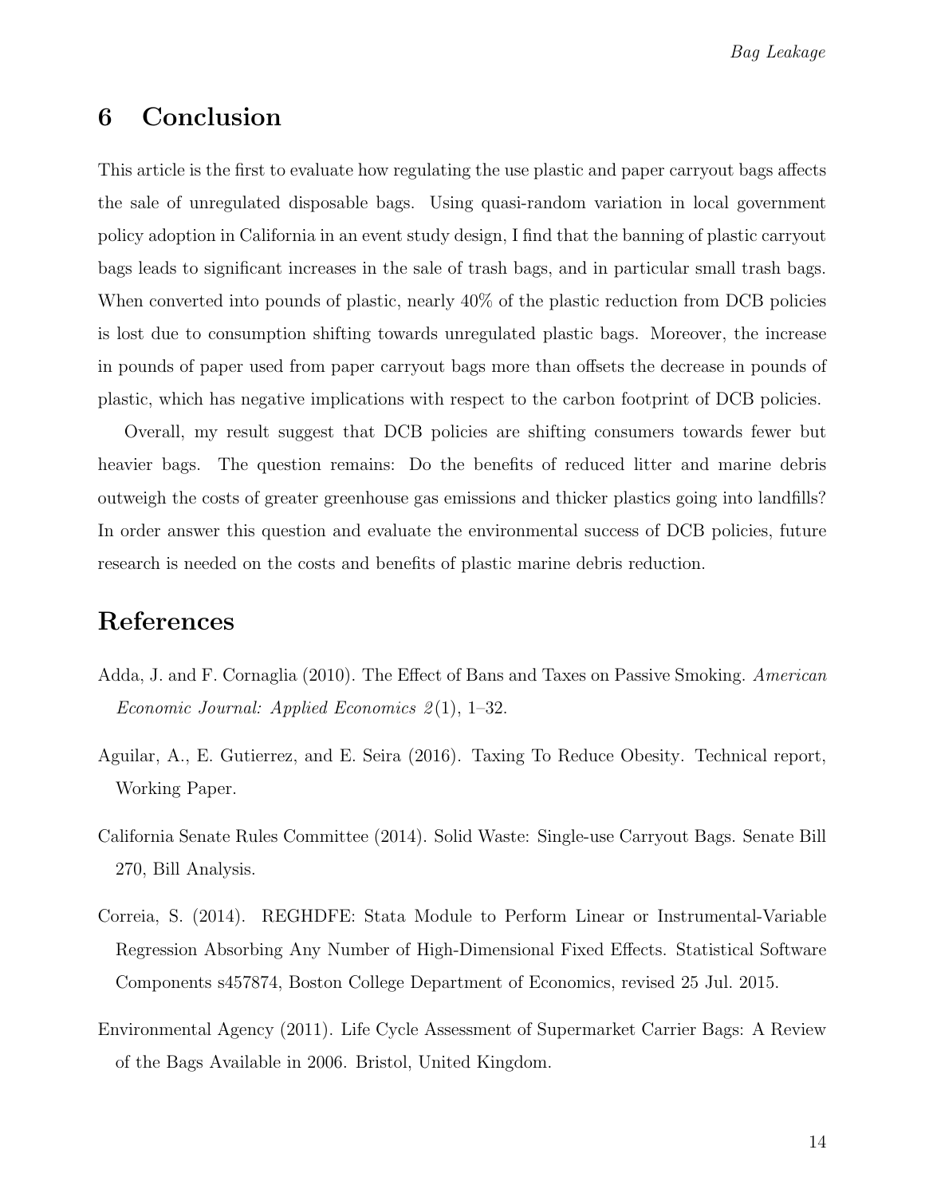## 6 Conclusion

This article is the first to evaluate how regulating the use plastic and paper carryout bags affects the sale of unregulated disposable bags. Using quasi-random variation in local government policy adoption in California in an event study design, I find that the banning of plastic carryout bags leads to significant increases in the sale of trash bags, and in particular small trash bags. When converted into pounds of plastic, nearly 40% of the plastic reduction from DCB policies is lost due to consumption shifting towards unregulated plastic bags. Moreover, the increase in pounds of paper used from paper carryout bags more than offsets the decrease in pounds of plastic, which has negative implications with respect to the carbon footprint of DCB policies.

Overall, my result suggest that DCB policies are shifting consumers towards fewer but heavier bags. The question remains: Do the benefits of reduced litter and marine debris outweigh the costs of greater greenhouse gas emissions and thicker plastics going into landfills? In order answer this question and evaluate the environmental success of DCB policies, future research is needed on the costs and benefits of plastic marine debris reduction.

## References

Adda, J. and F. Cornaglia (2010). The Effect of Bans and Taxes on Passive Smoking. *American Economic Journal: Applied Economics 2*(1), 1–32.

Aguilar, A., E. Gutierrez, and E. Seira (2016). Taxing To Reduce Obesity. Technical report, Working Paper.

California Senate Rules Committee (2014). Solid Waste: Single-use Carryout Bags. Senate Bill 270, Bill Analysis.

Correia, S. (2014). REGHDFE: Stata Module to Perform Linear or Instrumental-Variable Regression Absorbing Any Number of High-Dimensional Fixed Effects. Statistical Software Components s457874, Boston College Department of Economics, revised 25 Jul. 2015.

Environmental Agency (2011). Life Cycle Assessment of Supermarket Carrier Bags: A Review of the Bags Available in 2006. Bristol, United Kingdom.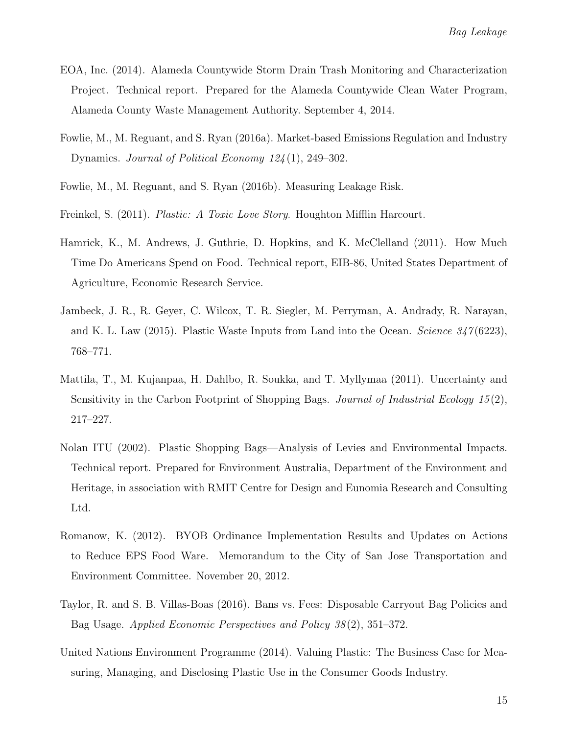EOA, Inc. (2014). Alameda Countywide Storm Drain Trash Monitoring and Characterization Project. Technical report. Prepared for the Alameda Countywide Clean Water Program, Alameda County Waste Management Authority. September 4, 2014.

Fowlie, M., M. Reguant, and S. Ryan (2016a). Market-based Emissions Regulation and Industry Dynamics. *Journal of Political Economy 124*(1), 249–302.

Fowlie, M., M. Reguant, and S. Ryan (2016b). Measuring Leakage Risk.

Freinkel, S. (2011). *Plastic: A Toxic Love Story*. Houghton Mifflin Harcourt.

Hamrick, K., M. Andrews, J. Guthrie, D. Hopkins, and K. McClelland (2011). How Much Time Do Americans Spend on Food. Technical report, EIB-86, United States Department of Agriculture, Economic Research Service.

Jambeck, J. R., R. Geyer, C. Wilcox, T. R. Siegler, M. Perryman, A. Andrady, R. Narayan, and K. L. Law (2015). Plastic Waste Inputs from Land into the Ocean. *Science 347*(6223), 768–771.

Mattila, T., M. Kujanpaa, H. Dahlbo, R. Soukka, and T. Myllymaa (2011). Uncertainty and Sensitivity in the Carbon Footprint of Shopping Bags. *Journal of Industrial Ecology 15*(2), 217–227.

Nolan ITU (2002). Plastic Shopping Bags—Analysis of Levies and Environmental Impacts. Technical report. Prepared for Environment Australia, Department of the Environment and Heritage, in association with RMIT Centre for Design and Eunomia Research and Consulting Ltd.

Romanow, K. (2012). BYOB Ordinance Implementation Results and Updates on Actions to Reduce EPS Food Ware. Memorandum to the City of San Jose Transportation and Environment Committee. November 20, 2012.

Taylor, R. and S. B. Villas-Boas (2016). Bans vs. Fees: Disposable Carryout Bag Policies and Bag Usage. *Applied Economic Perspectives and Policy 38*(2), 351–372.

United Nations Environment Programme (2014). Valuing Plastic: The Business Case for Measuring, Managing, and Disclosing Plastic Use in the Consumer Goods Industry.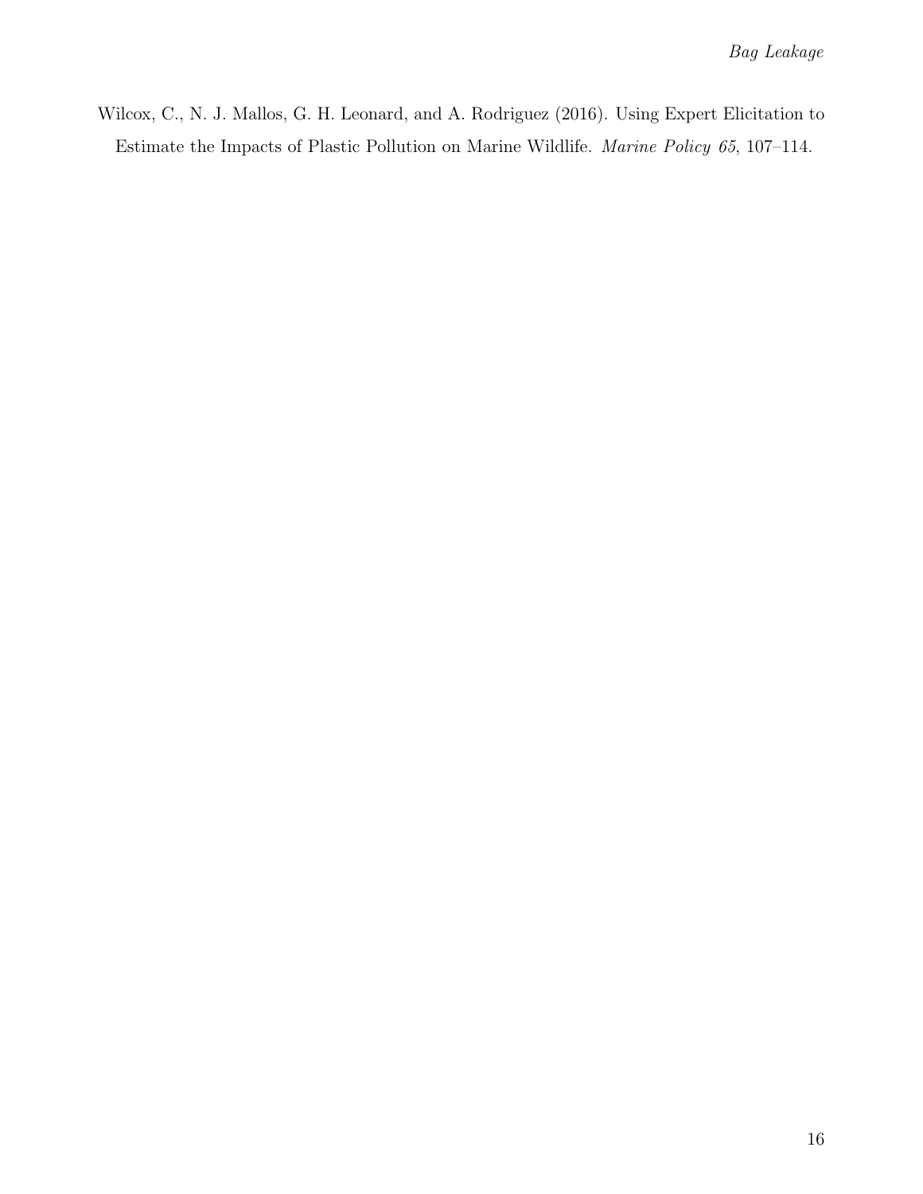Wilcox, C., N. J. Mallos, G. H. Leonard, and A. Rodriguez (2016). Using Expert Elicitation to Estimate the Impacts of Plastic Pollution on Marine Wildlife. *Marine Policy 65*, 107–114.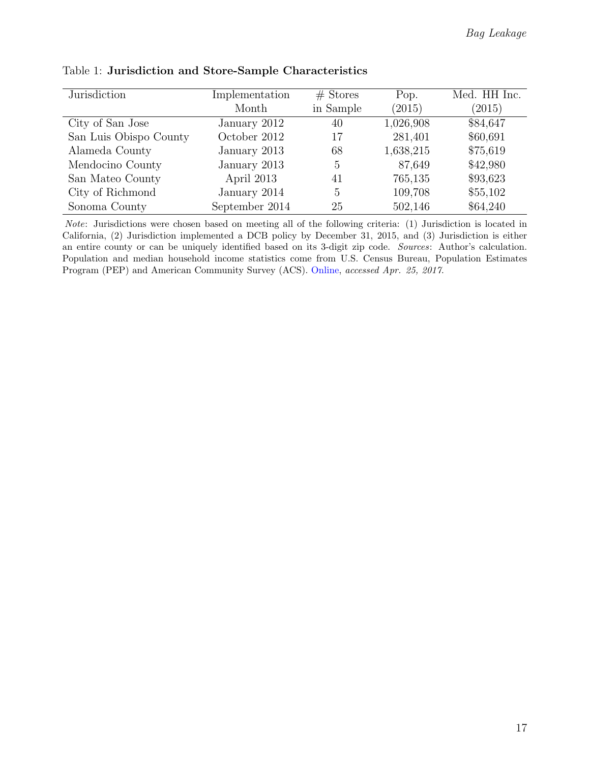Table 1: **Jurisdiction and Store-Sample Characteristics**

| Jurisdiction | Implementation Month | # Stores in Sample | Pop. (2015) | Med. HH Inc. (2015) |
|---|---|---|---|---|
| City of San Jose | January 2012 | 40 | 1,026,908 | $84,647 |
| San Luis Obispo County | October 2012 | 17 | 281,401 | $60,691 |
| Alameda County | January 2013 | 68 | 1,638,215 | $75,619 |
| Mendocino County | January 2013 | 5 | 87,649 | $42,980 |
| San Mateo County | April 2013 | 41 | 765,135 | $93,623 |
| City of Richmond | January 2014 | 5 | 109,708 | $55,102 |
| Sonoma County | September 2014 | 25 | 502,146 | $64,240 |

*Note*: Jurisdictions were chosen based on meeting all of the following criteria: (1) Jurisdiction is located in California, (2) Jurisdiction implemented a DCB policy by December 31, 2015, and (3) Jurisdiction is either an entire county or can be uniquely identified based on its 3-digit zip code. *Sources*: Author's calculation. Population and median household income statistics come from U.S. Census Bureau, Population Estimates Program (PEP) and American Community Survey (ACS). Online, *accessed Apr. 25, 2017*.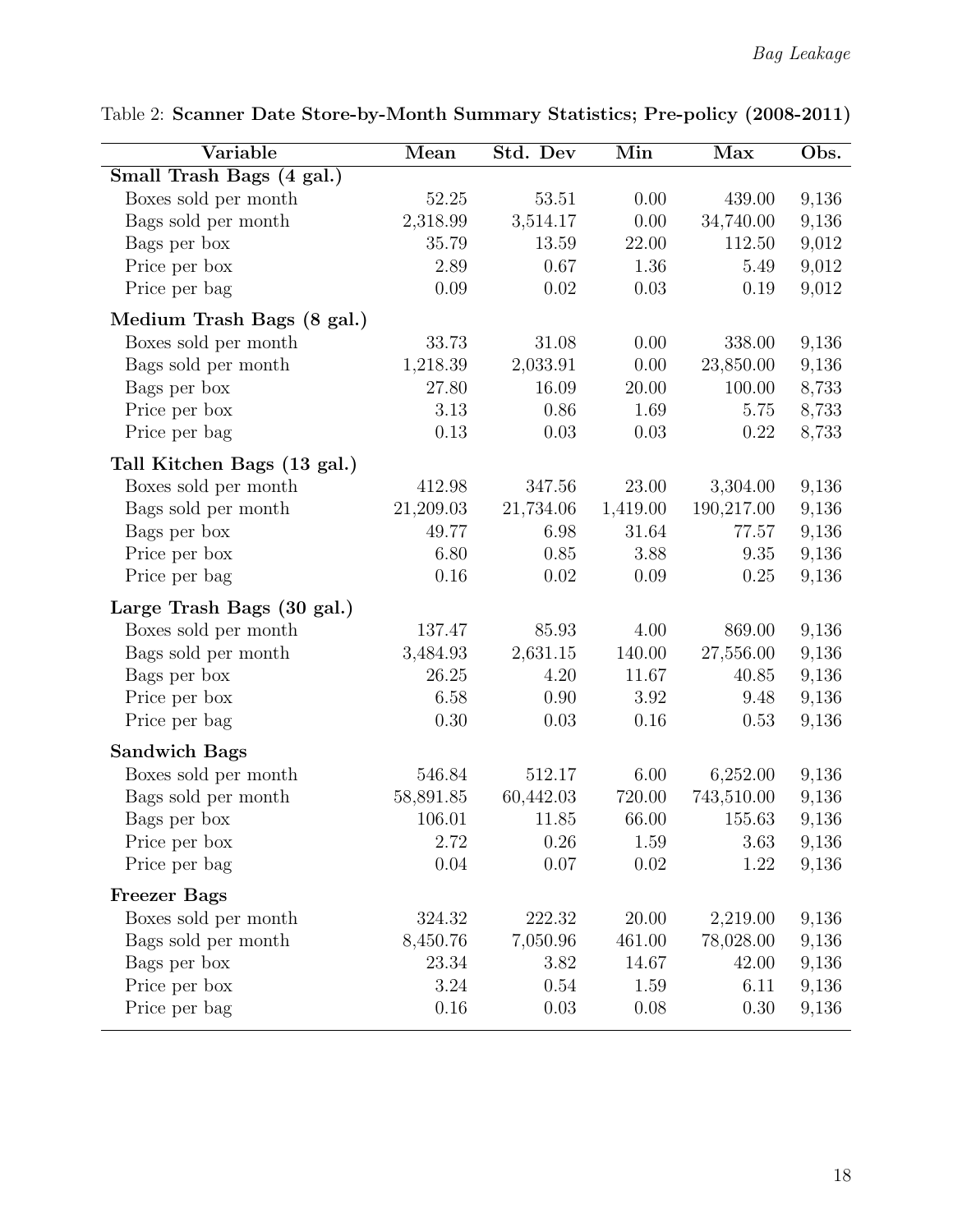Table 2: **Scanner Date Store-by-Month Summary Statistics; Pre-policy (2008-2011)**

| Variable | Mean | Std. Dev | Min | Max | Obs. |
|---|---|---|---|---|---|
| **Small Trash Bags (4 gal.)** | | | | | |
| Boxes sold per month | 52.25 | 53.51 | 0.00 | 439.00 | 9,136 |
| Bags sold per month | 2,318.99 | 3,514.17 | 0.00 | 34,740.00 | 9,136 |
| Bags per box | 35.79 | 13.59 | 22.00 | 112.50 | 9,012 |
| Price per box | 2.89 | 0.67 | 1.36 | 5.49 | 9,012 |
| Price per bag | 0.09 | 0.02 | 0.03 | 0.19 | 9,012 |
| **Medium Trash Bags (8 gal.)** | | | | | |
| Boxes sold per month | 33.73 | 31.08 | 0.00 | 338.00 | 9,136 |
| Bags sold per month | 1,218.39 | 2,033.91 | 0.00 | 23,850.00 | 9,136 |
| Bags per box | 27.80 | 16.09 | 20.00 | 100.00 | 8,733 |
| Price per box | 3.13 | 0.86 | 1.69 | 5.75 | 8,733 |
| Price per bag | 0.13 | 0.03 | 0.03 | 0.22 | 8,733 |
| **Tall Kitchen Bags (13 gal.)** | | | | | |
| Boxes sold per month | 412.98 | 347.56 | 23.00 | 3,304.00 | 9,136 |
| Bags sold per month | 21,209.03 | 21,734.06 | 1,419.00 | 190,217.00 | 9,136 |
| Bags per box | 49.77 | 6.98 | 31.64 | 77.57 | 9,136 |
| Price per box | 6.80 | 0.85 | 3.88 | 9.35 | 9,136 |
| Price per bag | 0.16 | 0.02 | 0.09 | 0.25 | 9,136 |
| **Large Trash Bags (30 gal.)** | | | | | |
| Boxes sold per month | 137.47 | 85.93 | 4.00 | 869.00 | 9,136 |
| Bags sold per month | 3,484.93 | 2,631.15 | 140.00 | 27,556.00 | 9,136 |
| Bags per box | 26.25 | 4.20 | 11.67 | 40.85 | 9,136 |
| Price per box | 6.58 | 0.90 | 3.92 | 9.48 | 9,136 |
| Price per bag | 0.30 | 0.03 | 0.16 | 0.53 | 9,136 |
| **Sandwich Bags** | | | | | |
| Boxes sold per month | 546.84 | 512.17 | 6.00 | 6,252.00 | 9,136 |
| Bags sold per month | 58,891.85 | 60,442.03 | 720.00 | 743,510.00 | 9,136 |
| Bags per box | 106.01 | 11.85 | 66.00 | 155.63 | 9,136 |
| Price per box | 2.72 | 0.26 | 1.59 | 3.63 | 9,136 |
| Price per bag | 0.04 | 0.07 | 0.02 | 1.22 | 9,136 |
| **Freezer Bags** | | | | | |
| Boxes sold per month | 324.32 | 222.32 | 20.00 | 2,219.00 | 9,136 |
| Bags sold per month | 8,450.76 | 7,050.96 | 461.00 | 78,028.00 | 9,136 |
| Bags per box | 23.34 | 3.82 | 14.67 | 42.00 | 9,136 |
| Price per box | 3.24 | 0.54 | 1.59 | 6.11 | 9,136 |
| Price per bag | 0.16 | 0.03 | 0.08 | 0.30 | 9,136 |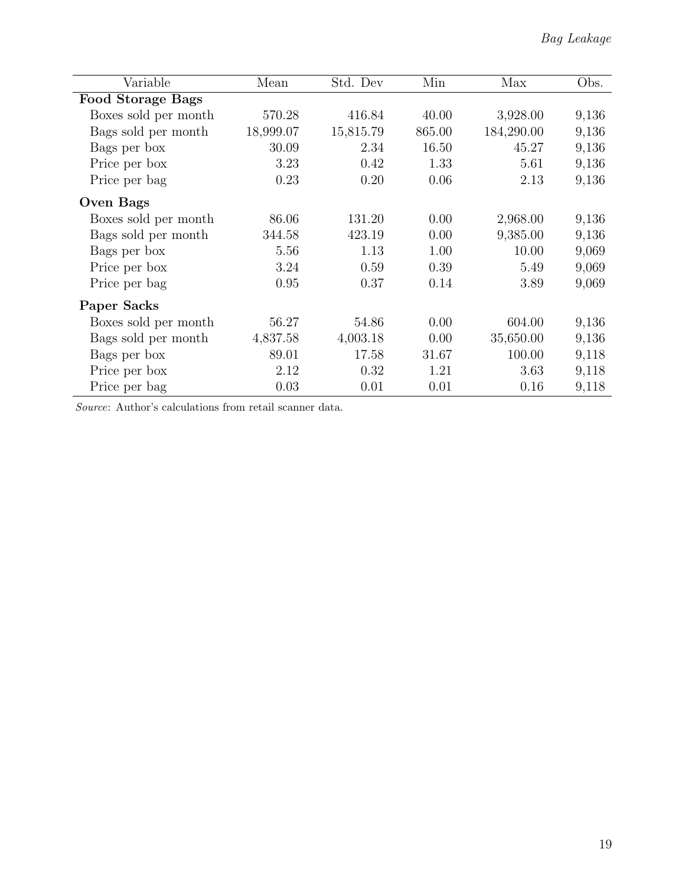| Variable | Mean | Std. Dev | Min | Max | Obs. |
|---|---|---|---|---|---|
| **Food Storage Bags** | | | | | |
| Boxes sold per month | 570.28 | 416.84 | 40.00 | 3,928.00 | 9,136 |
| Bags sold per month | 18,999.07 | 15,815.79 | 865.00 | 184,290.00 | 9,136 |
| Bags per box | 30.09 | 2.34 | 16.50 | 45.27 | 9,136 |
| Price per box | 3.23 | 0.42 | 1.33 | 5.61 | 9,136 |
| Price per bag | 0.23 | 0.20 | 0.06 | 2.13 | 9,136 |
| **Oven Bags** | | | | | |
| Boxes sold per month | 86.06 | 131.20 | 0.00 | 2,968.00 | 9,136 |
| Bags sold per month | 344.58 | 423.19 | 0.00 | 9,385.00 | 9,136 |
| Bags per box | 5.56 | 1.13 | 1.00 | 10.00 | 9,069 |
| Price per box | 3.24 | 0.59 | 0.39 | 5.49 | 9,069 |
| Price per bag | 0.95 | 0.37 | 0.14 | 3.89 | 9,069 |
| **Paper Sacks** | | | | | |
| Boxes sold per month | 56.27 | 54.86 | 0.00 | 604.00 | 9,136 |
| Bags sold per month | 4,837.58 | 4,003.18 | 0.00 | 35,650.00 | 9,136 |
| Bags per box | 89.01 | 17.58 | 31.67 | 100.00 | 9,118 |
| Price per box | 2.12 | 0.32 | 1.21 | 3.63 | 9,118 |
| Price per bag | 0.03 | 0.01 | 0.01 | 0.16 | 9,118 |

*Source*: Author's calculations from retail scanner data.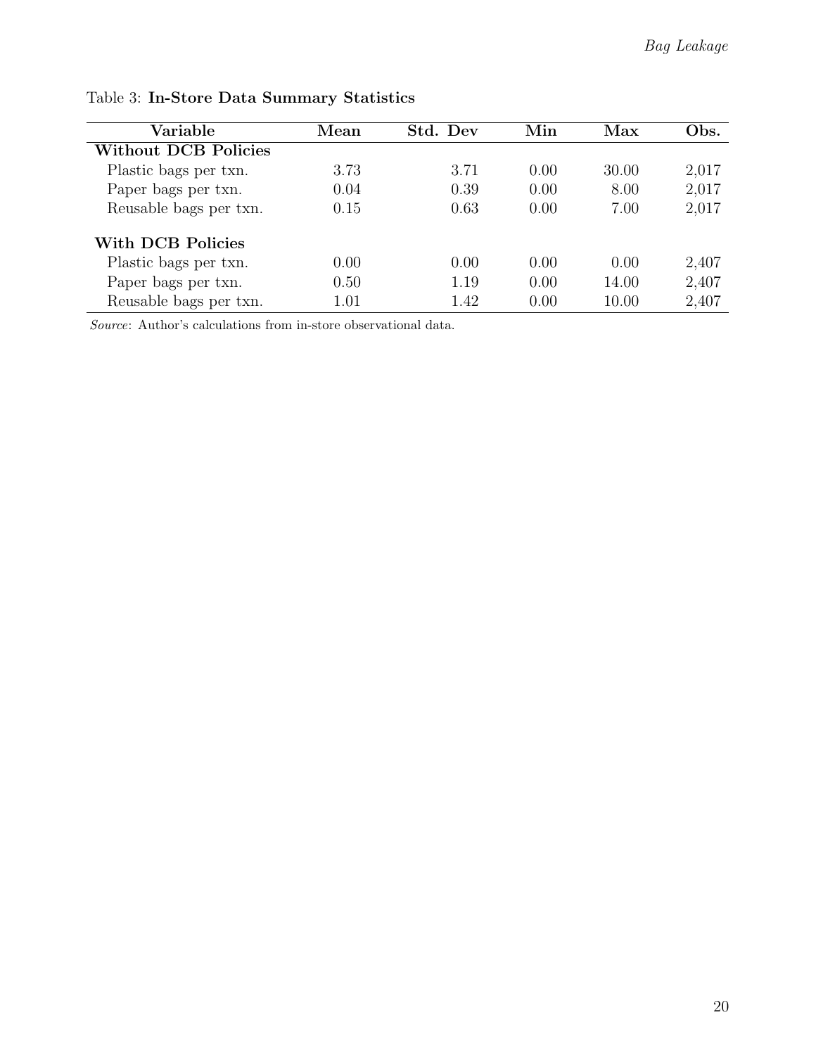Table 3: **In-Store Data Summary Statistics**

| Variable | Mean | Std. Dev | Min | Max | Obs. |
|---|---|---|---|---|---|
| **Without DCB Policies** | | | | | |
| Plastic bags per txn. | 3.73 | 3.71 | 0.00 | 30.00 | 2,017 |
| Paper bags per txn. | 0.04 | 0.39 | 0.00 | 8.00 | 2,017 |
| Reusable bags per txn. | 0.15 | 0.63 | 0.00 | 7.00 | 2,017 |
| **With DCB Policies** | | | | | |
| Plastic bags per txn. | 0.00 | 0.00 | 0.00 | 0.00 | 2,407 |
| Paper bags per txn. | 0.50 | 1.19 | 0.00 | 14.00 | 2,407 |
| Reusable bags per txn. | 1.01 | 1.42 | 0.00 | 10.00 | 2,407 |

*Source*: Author's calculations from in-store observational data.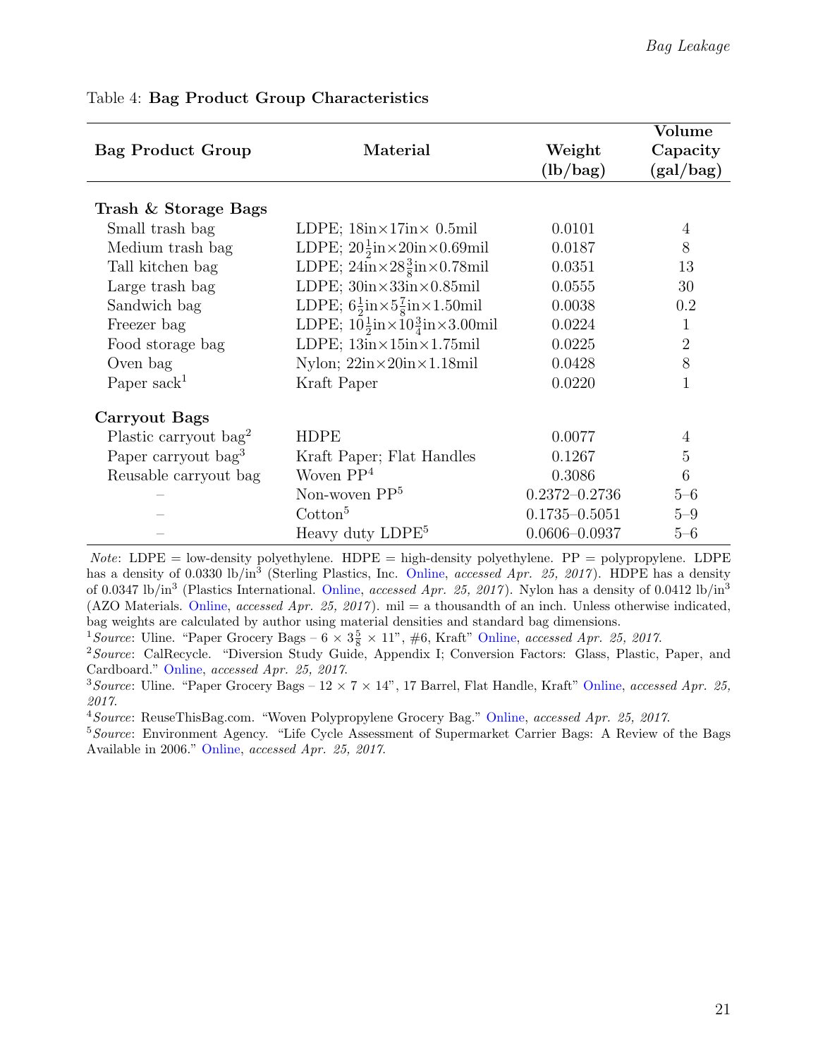Table 4: **Bag Product Group Characteristics**

| Bag Product Group | Material | Weight (lb/bag) | Volume Capacity (gal/bag) |
|---|---|---|---|
| **Trash & Storage Bags** | | | |
| Small trash bag | LDPE; 18in×17in× 0.5mil | 0.0101 | 4 |
| Medium trash bag | LDPE; $20\frac{1}{2}$in×20in×0.69mil | 0.0187 | 8 |
| Tall kitchen bag | LDPE; 24in×$28\frac{3}{8}$in×0.78mil | 0.0351 | 13 |
| Large trash bag | LDPE; 30in×33in×0.85mil | 0.0555 | 30 |
| Sandwich bag | LDPE; $6\frac{1}{2}$in×$5\frac{7}{8}$in×1.50mil | 0.0038 | 0.2 |
| Freezer bag | LDPE; $10\frac{1}{2}$in×$10\frac{3}{4}$in×3.00mil | 0.0224 | 1 |
| Food storage bag | LDPE; 13in×15in×1.75mil | 0.0225 | 2 |
| Oven bag | Nylon; 22in×20in×1.18mil | 0.0428 | 8 |
| Paper sack[1] | Kraft Paper | 0.0220 | 1 |
| **Carryout Bags** | | | |
| Plastic carryout bag[2] | HDPE | 0.0077 | 4 |
| Paper carryout bag[3] | Kraft Paper; Flat Handles | 0.1267 | 5 |
| Reusable carryout bag | Woven PP[4] | 0.3086 | 6 |
| – | Non-woven PP[5] | 0.2372–0.2736 | 5–6 |
| – | Cotton[5] | 0.1735–0.5051 | 5–9 |
| – | Heavy duty LDPE[5] | 0.0606–0.0937 | 5–6 |

*Note*: LDPE = low-density polyethylene. HDPE = high-density polyethylene. PP = polypropylene. LDPE has a density of 0.0330 lb/in$^3$ (Sterling Plastics, Inc. Online, *accessed Apr. 25, 2017*). HDPE has a density of 0.0347 lb/in$^3$ (Plastics International. Online, *accessed Apr. 25, 2017*). Nylon has a density of 0.0412 lb/in$^3$ (AZO Materials. Online, *accessed Apr. 25, 2017*). mil = a thousandth of an inch. Unless otherwise indicated, bag weights are calculated by author using material densities and standard bag dimensions.

[1] *Source*: Uline. "Paper Grocery Bags – 6 × $3\frac{5}{8}$ × 11", #6, Kraft" Online, *accessed Apr. 25, 2017*.

[2] *Source*: CalRecycle. "Diversion Study Guide, Appendix I; Conversion Factors: Glass, Plastic, Paper, and Cardboard." Online, *accessed Apr. 25, 2017*.

[3] *Source*: Uline. "Paper Grocery Bags – 12 × 7 × 14", 17 Barrel, Flat Handle, Kraft" Online, *accessed Apr. 25, 2017*.

[4] *Source*: ReuseThisBag.com. "Woven Polypropylene Grocery Bag." Online, *accessed Apr. 25, 2017*.

[5] *Source*: Environment Agency. "Life Cycle Assessment of Supermarket Carrier Bags: A Review of the Bags Available in 2006." Online, *accessed Apr. 25, 2017*.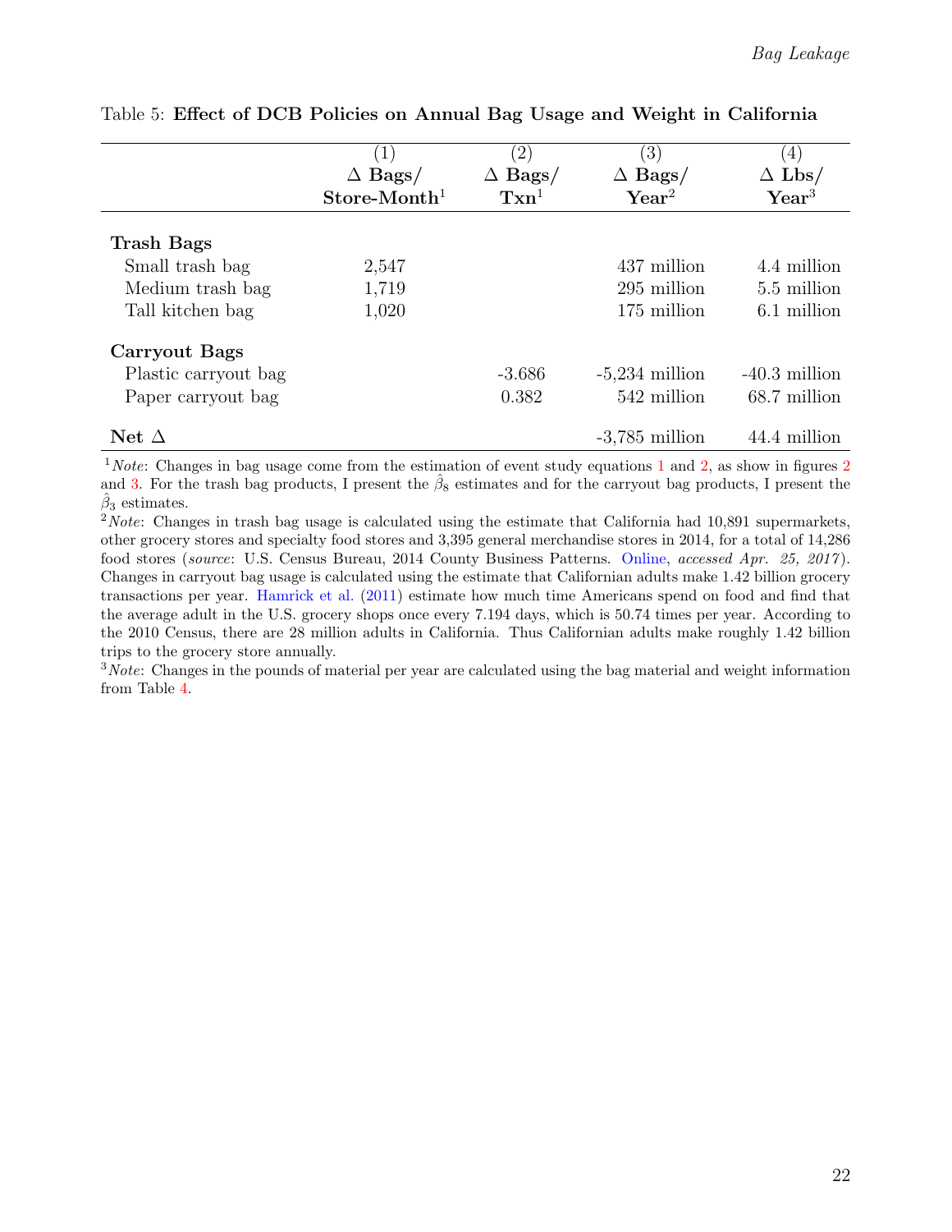Table 5: **Effect of DCB Policies on Annual Bag Usage and Weight in California**

| | (1) Δ Bags/ Store-Month[1] | (2) Δ Bags/ Txn[1] | (3) Δ Bags/ Year[2] | (4) Δ Lbs/ Year[3] |
|---|---|---|---|---|
| **Trash Bags** | | | | |
| Small trash bag | 2,547 | | 437 million | 4.4 million |
| Medium trash bag | 1,719 | | 295 million | 5.5 million |
| Tall kitchen bag | 1,020 | | 175 million | 6.1 million |
| **Carryout Bags** | | | | |
| Plastic carryout bag | | -3.686 | -5,234 million | -40.3 million |
| Paper carryout bag | | 0.382 | 542 million | 68.7 million |
| **Net Δ** | | | -3,785 million | 44.4 million |

[1] *Note*: Changes in bag usage come from the estimation of event study equations 1 and 2, as show in figures 2 and 3. For the trash bag products, I present the $\hat{\beta}_8$ estimates and for the carryout bag products, I present the $\hat{\beta}_3$ estimates.

[2] *Note*: Changes in trash bag usage is calculated using the estimate that California had 10,891 supermarkets, other grocery stores and specialty food stores and 3,395 general merchandise stores in 2014, for a total of 14,286 food stores (*source*: U.S. Census Bureau, 2014 County Business Patterns. Online, *accessed Apr. 25, 2017*). Changes in carryout bag usage is calculated using the estimate that Californian adults make 1.42 billion grocery transactions per year. Hamrick et al. (2011) estimate how much time Americans spend on food and find that the average adult in the U.S. grocery shops once every 7.194 days, which is 50.74 times per year. According to the 2010 Census, there are 28 million adults in California. Thus Californian adults make roughly 1.42 billion trips to the grocery store annually.

[3] *Note*: Changes in the pounds of material per year are calculated using the bag material and weight information from Table 4.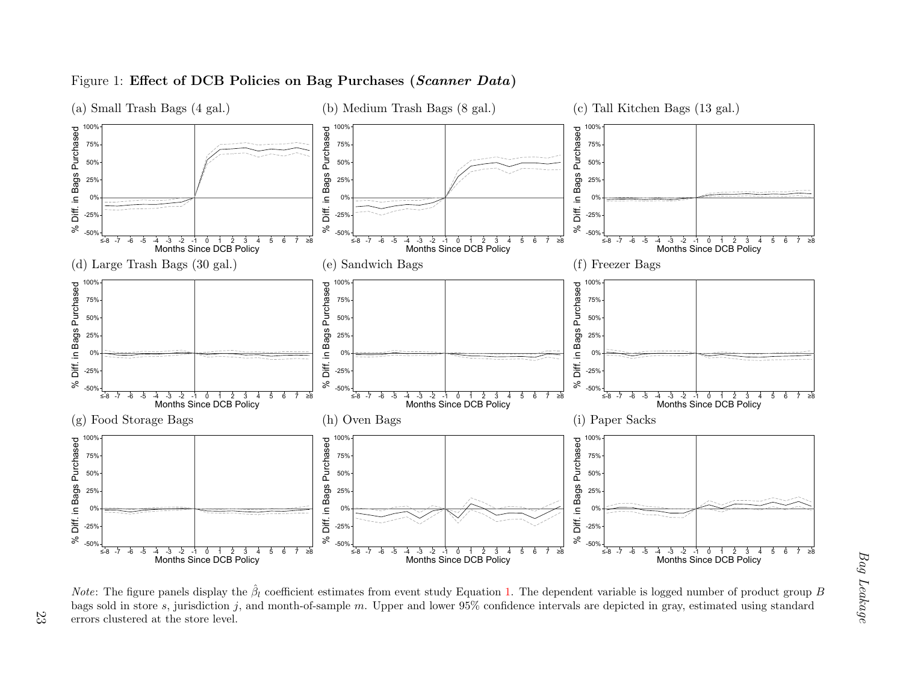Figure 1: **Effect of DCB Policies on Bag Purchases (*Scanner Data*)**

(a) Small Trash Bags (4 gal.)

(b) Medium Trash Bags (8 gal.)

(c) Tall Kitchen Bags (13 gal.)

(d) Large Trash Bags (30 gal.)

(e) Sandwich Bags

(f) Freezer Bags

(g) Food Storage Bags

(h) Oven Bags

(i) Paper Sacks

*Note*: The figure panels display the $\hat{\beta}_l$ coefficient estimates from event study Equation 1. The dependent variable is logged number of product group $B$ bags sold in store $s$, jurisdiction $j$, and month-of-sample $m$. Upper and lower 95% confidence intervals are depicted in gray, estimated using standard errors clustered at the store level.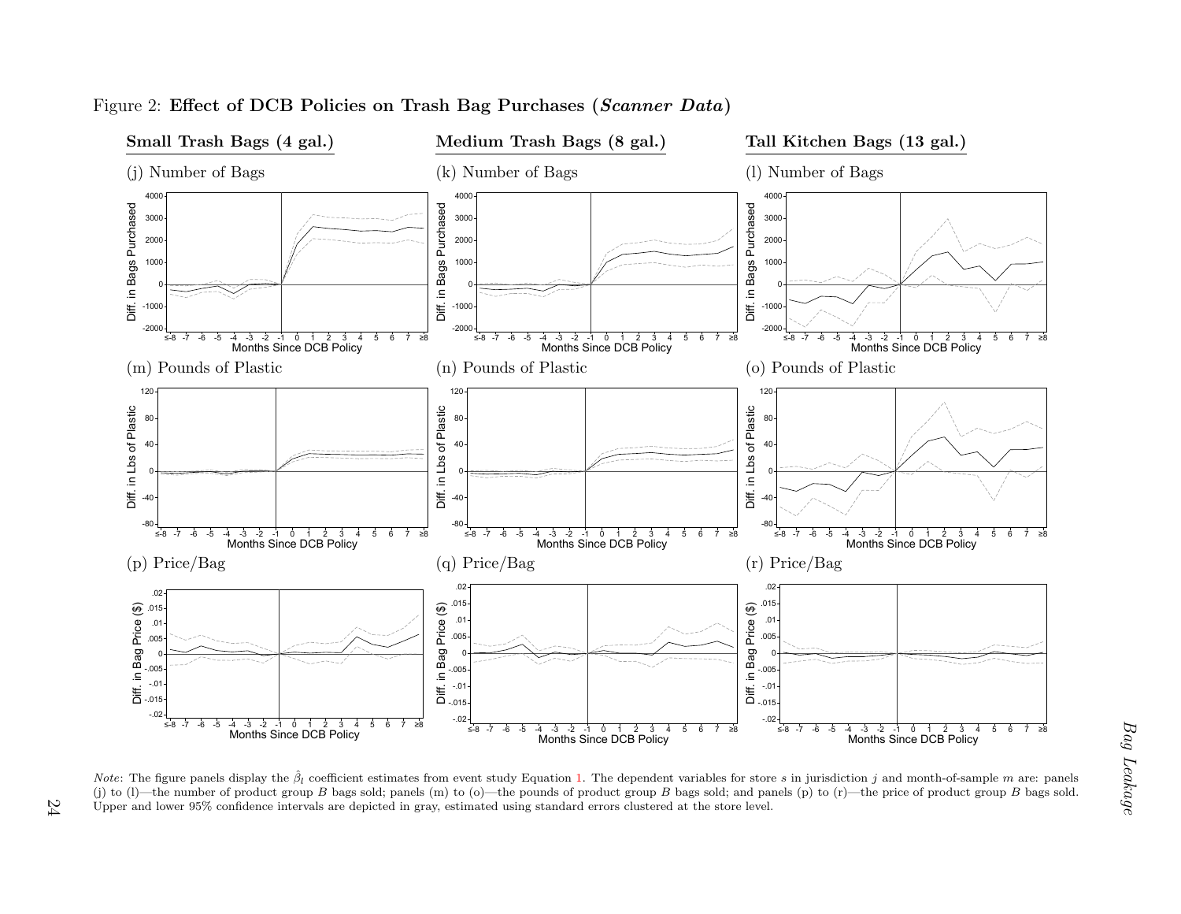Figure 2: **Effect of DCB Policies on Trash Bag Purchases (*Scanner Data*)**

**Small Trash Bags (4 gal.)** | **Medium Trash Bags (8 gal.)** | **Tall Kitchen Bags (13 gal.)**

(j) Number of Bags | (k) Number of Bags | (l) Number of Bags

(m) Pounds of Plastic | (n) Pounds of Plastic | (o) Pounds of Plastic

(p) Price/Bag | (q) Price/Bag | (r) Price/Bag

*Note*: The figure panels display the $\hat{\beta}_l$ coefficient estimates from event study Equation 1. The dependent variables for store $s$ in jurisdiction $j$ and month-of-sample $m$ are: panels (j) to (l)—the number of product group $B$ bags sold; panels (m) to (o)—the pounds of product group $B$ bags sold; and panels (p) to (r)—the price of product group $B$ bags sold. Upper and lower 95% confidence intervals are depicted in gray, estimated using standard errors clustered at the store level.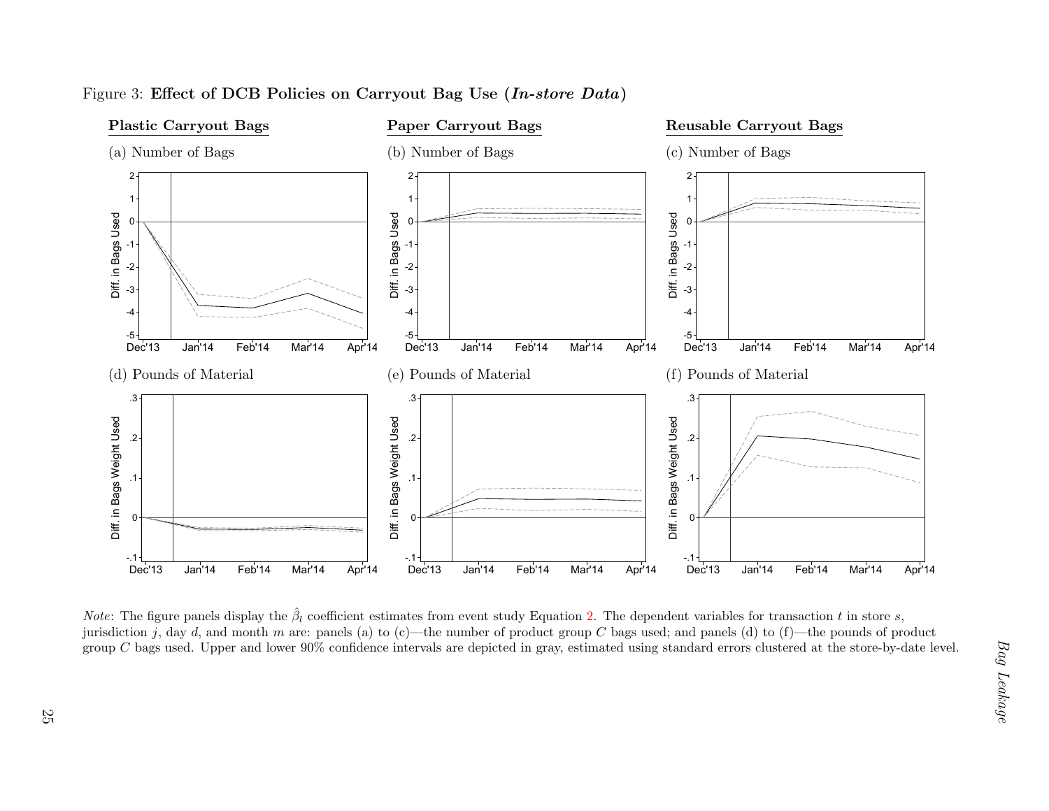Figure 3: **Effect of DCB Policies on Carryout Bag Use (*In-store Data*)**

**Plastic Carryout Bags**

(a) Number of Bags

Diff. in Bags Used

2
1
0
-1
-2
-3
-4
-5

Dec'13 Jan'14 Feb'14 Mar'14 Apr'14

**Paper Carryout Bags**

(b) Number of Bags

Diff. in Bags Used

2
1
0
-1
-2
-3
-4
-5

Dec'13 Jan'14 Feb'14 Mar'14 Apr'14

**Reusable Carryout Bags**

(c) Number of Bags

Diff. in Bags Used

2
1
0
-1
-2
-3
-4
-5

Dec'13 Jan'14 Feb'14 Mar'14 Apr'14

(d) Pounds of Material

Diff. in Bags Weight Used

.3
.2
.1
0
-.1

Dec'13 Jan'14 Feb'14 Mar'14 Apr'14

(e) Pounds of Material

Diff. in Bags Weight Used

.3
.2
.1
0
-.1

Dec'13 Jan'14 Feb'14 Mar'14 Apr'14

(f) Pounds of Material

Diff. in Bags Weight Used

.3
.2
.1
0
-.1

Dec'13 Jan'14 Feb'14 Mar'14 Apr'14

*Note*: The figure panels display the $\hat{\beta}_l$ coefficient estimates from event study Equation 2. The dependent variables for transaction $t$ in store $s$, jurisdiction $j$, day $d$, and month $m$ are: panels (a) to (c)—the number of product group $C$ bags used; and panels (d) to (f)—the pounds of product group $C$ bags used. Upper and lower 90% confidence intervals are depicted in gray, estimated using standard errors clustered at the store-by-date level.